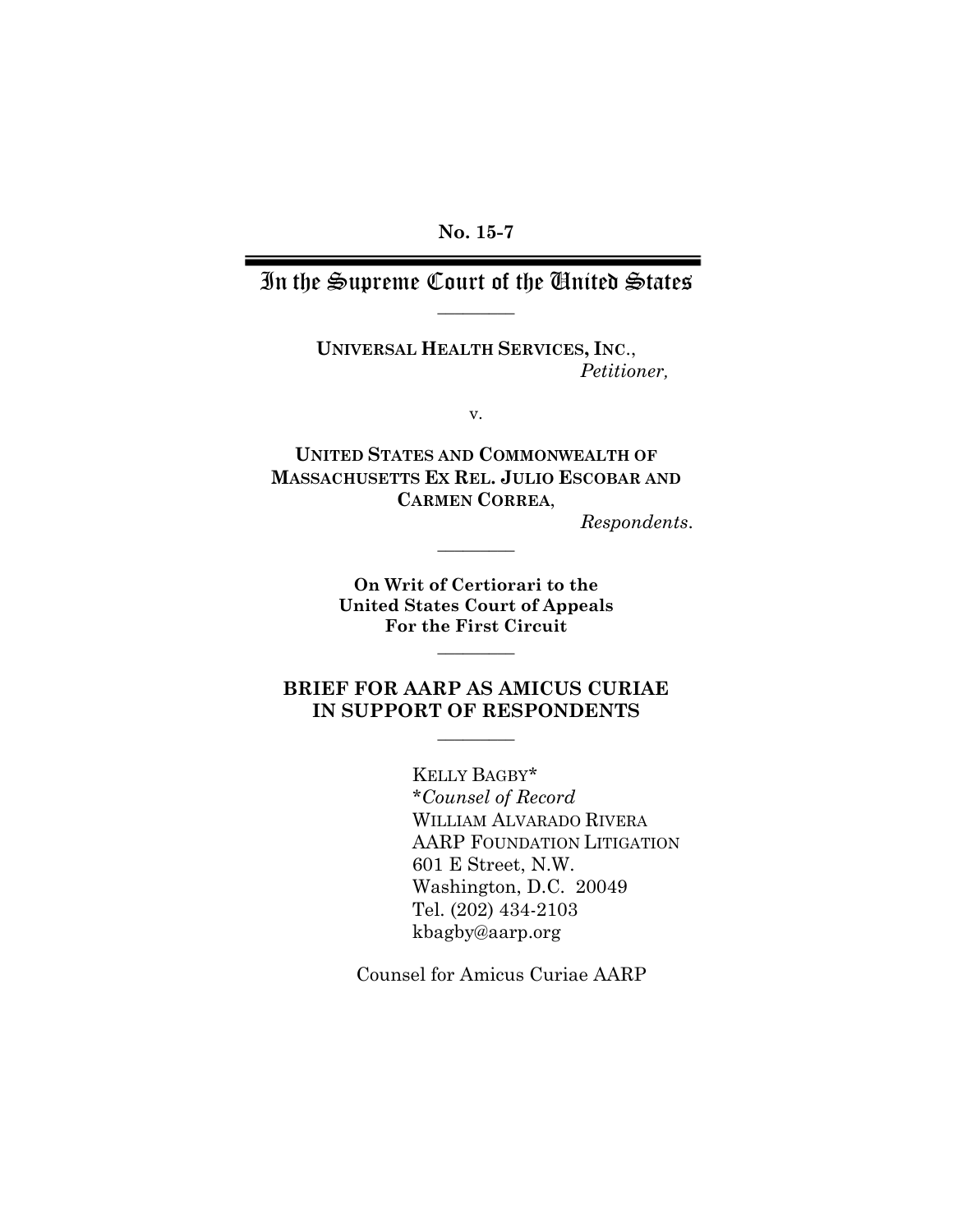**No. 15-7**

# In the Supreme Court of the United States

---

**UNIVERSAL HEALTH SERVICES, INC.**,
*Petitioner,*

v.

**UNITED STATES AND COMMONWEALTH OF MASSACHUSETTS EX REL. JULIO ESCOBAR AND CARMEN CORREA**,
*Respondents.*

---

**On Writ of Certiorari to the United States Court of Appeals For the First Circuit**

---

**BRIEF FOR AARP AS AMICUS CURIAE IN SUPPORT OF RESPONDENTS**

---

KELLY BAGBY*
**Counsel of Record*
WILLIAM ALVARADO RIVERA
AARP FOUNDATION LITIGATION
601 E Street, N.W.
Washington, D.C. 20049
Tel. (202) 434-2103
kbagby@aarp.org

Counsel for Amicus Curiae AARP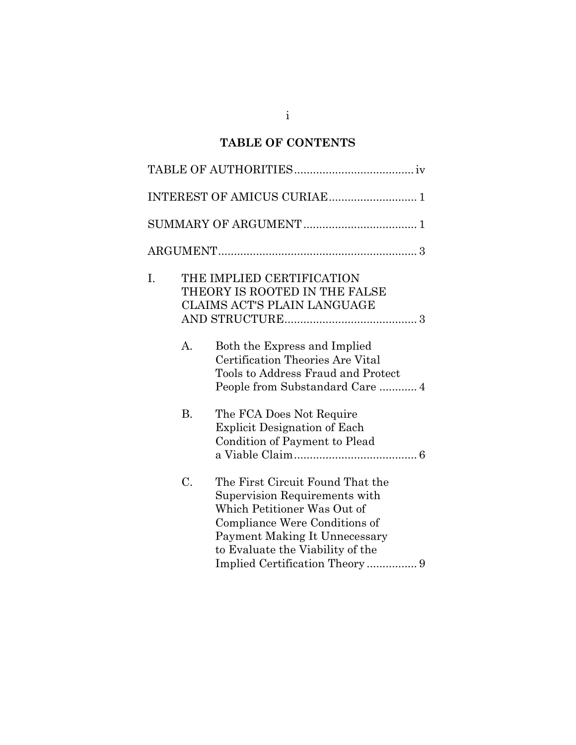# TABLE OF CONTENTS

TABLE OF AUTHORITIES..................................... iv

INTEREST OF AMICUS CURIAE............................ 1

SUMMARY OF ARGUMENT .................................... 1

ARGUMENT............................................................... 3

I. THE IMPLIED CERTIFICATION THEORY IS ROOTED IN THE FALSE CLAIMS ACT'S PLAIN LANGUAGE AND STRUCTURE.......................................... 3

   A. Both the Express and Implied Certification Theories Are Vital Tools to Address Fraud and Protect People from Substandard Care ............ 4

   B. The FCA Does Not Require Explicit Designation of Each Condition of Payment to Plead a Viable Claim....................................... 6

   C. The First Circuit Found That the Supervision Requirements with Which Petitioner Was Out of Compliance Were Conditions of Payment Making It Unnecessary to Evaluate the Viability of the Implied Certification Theory ................ 9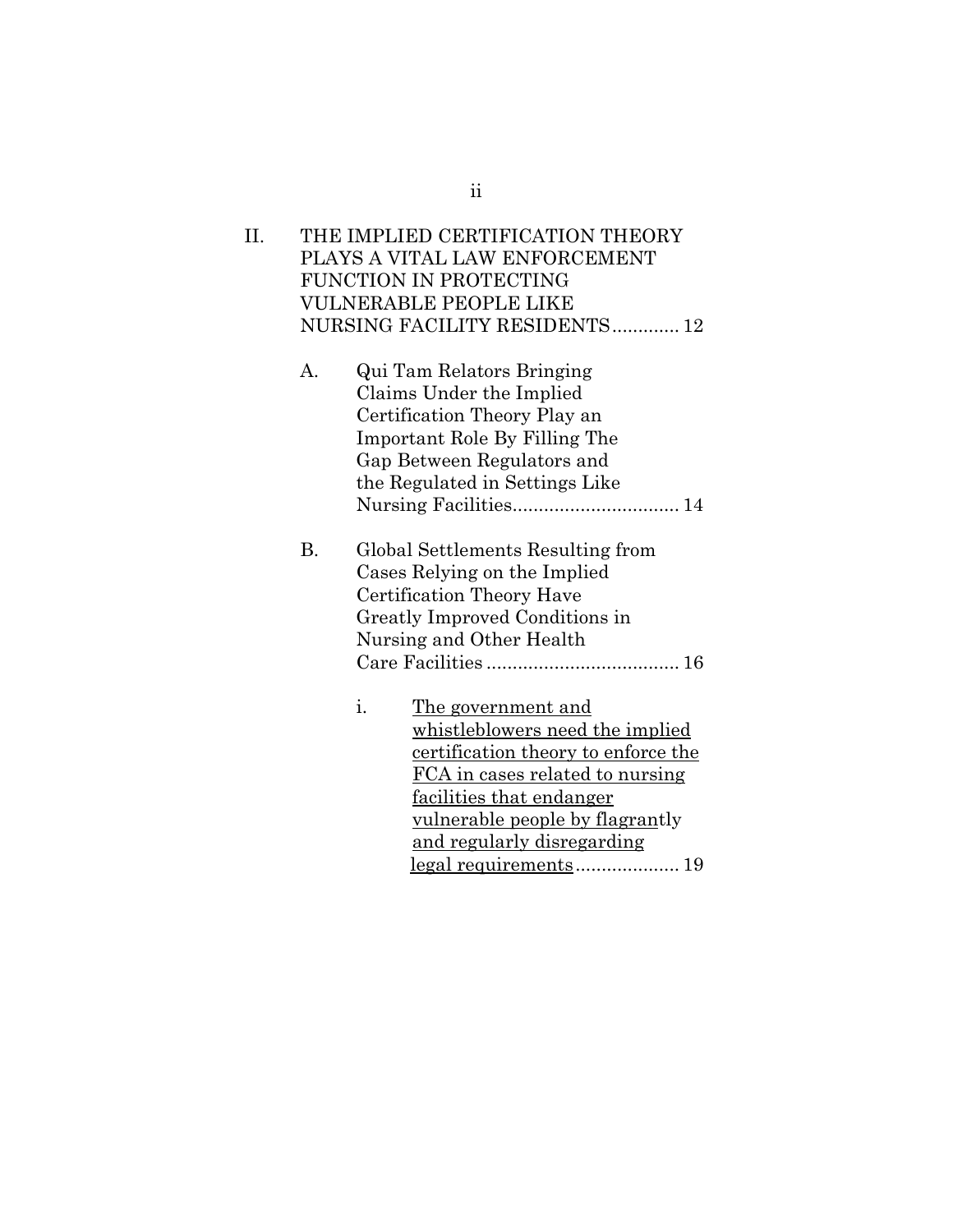II. THE IMPLIED CERTIFICATION THEORY PLAYS A VITAL LAW ENFORCEMENT FUNCTION IN PROTECTING VULNERABLE PEOPLE LIKE NURSING FACILITY RESIDENTS............ 12

A. Qui Tam Relators Bringing Claims Under the Implied Certification Theory Play an Important Role By Filling The Gap Between Regulators and the Regulated in Settings Like Nursing Facilities................................ 14

B. Global Settlements Resulting from Cases Relying on the Implied Certification Theory Have Greatly Improved Conditions in Nursing and Other Health Care Facilities..................................... 16

i. <u>The government and whistleblowers need the implied certification theory to enforce the FCA in cases related to nursing facilities that endanger vulnerable people by flagrantly and regularly disregarding legal requirements</u>.................... 19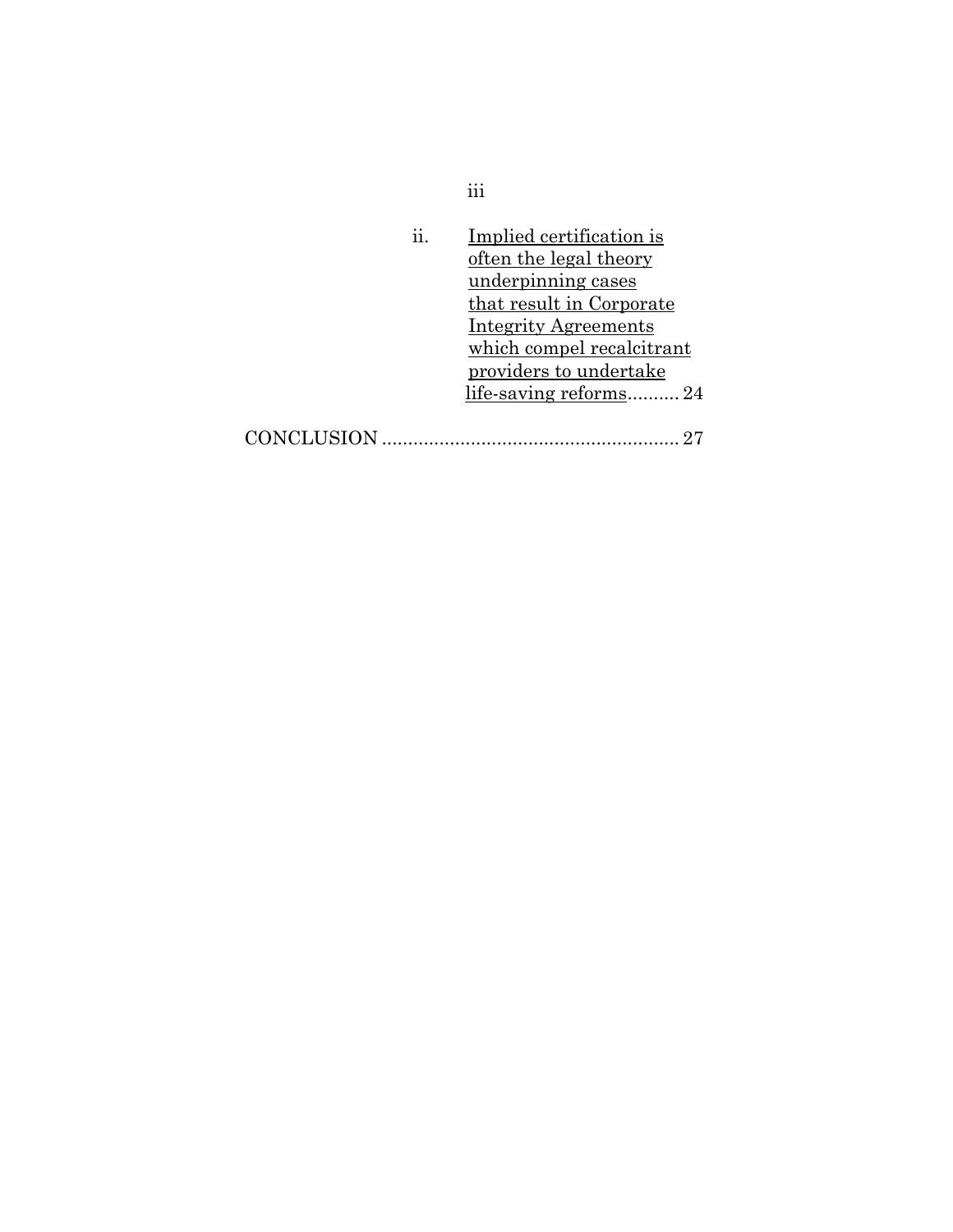ii. <u>Implied certification is often the legal theory underpinning cases that result in Corporate Integrity Agreements which compel recalcitrant providers to undertake life-saving reforms</u>.......... 24

CONCLUSION ........................................................ 27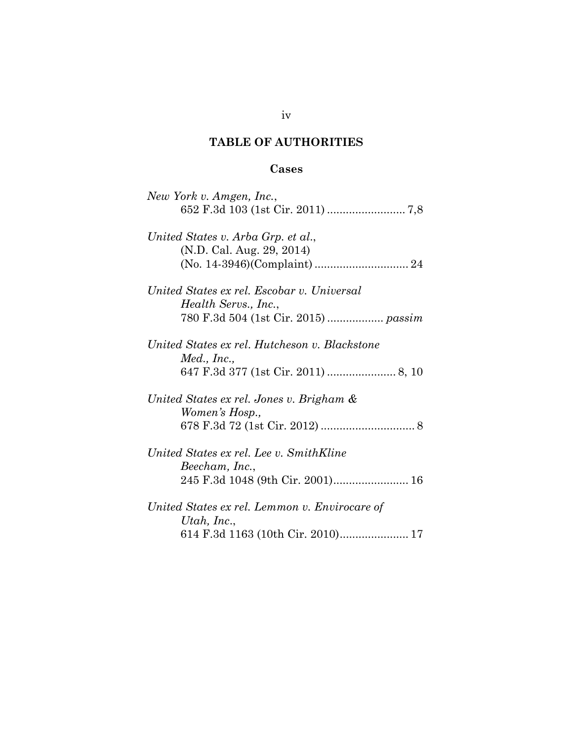## TABLE OF AUTHORITIES

### Cases

*New York v. Amgen, Inc.*,
652 F.3d 103 (1st Cir. 2011) ......................... 7,8

*United States v. Arba Grp. et al.*,
(N.D. Cal. Aug. 29, 2014)
(No. 14-3946)(Complaint) .............................. 24

*United States ex rel. Escobar v. Universal Health Servs., Inc.*,
780 F.3d 504 (1st Cir. 2015) .................. *passim*

*United States ex rel. Hutcheson v. Blackstone Med., Inc.,*
647 F.3d 377 (1st Cir. 2011) ...................... 8, 10

*United States ex rel. Jones v. Brigham & Women's Hosp.,*
678 F.3d 72 (1st Cir. 2012) .............................. 8

*United States ex rel. Lee v. SmithKline Beecham, Inc.*,
245 F.3d 1048 (9th Cir. 2001)........................ 16

*United States ex rel. Lemmon v. Envirocare of Utah, Inc.*,
614 F.3d 1163 (10th Cir. 2010)...................... 17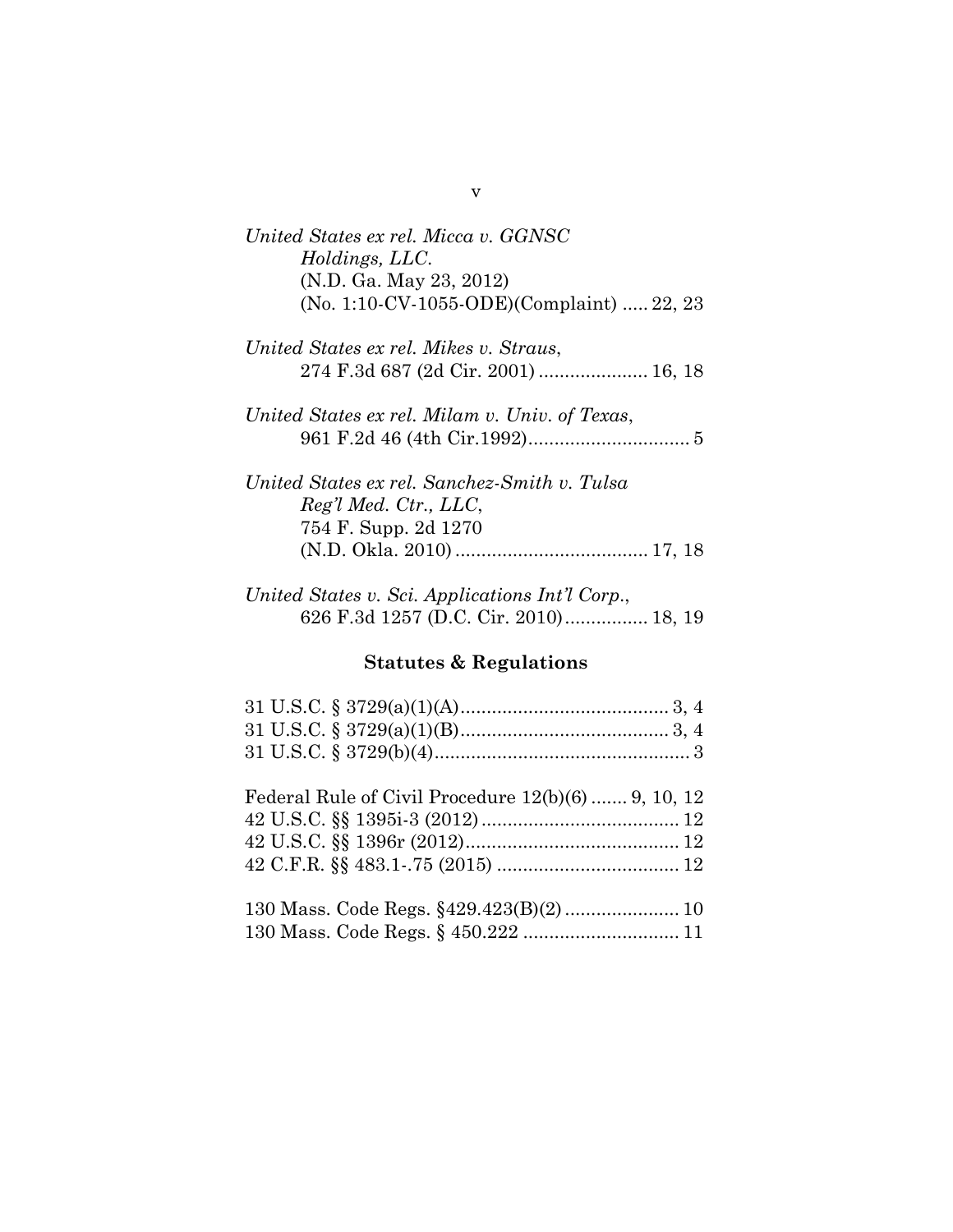*United States ex rel. Micca v. GGNSC Holdings, LLC.* (N.D. Ga. May 23, 2012) (No. 1:10-CV-1055-ODE)(Complaint) ..... 22, 23

*United States ex rel. Mikes v. Straus*, 274 F.3d 687 (2d Cir. 2001) ..................... 16, 18

*United States ex rel. Milam v. Univ. of Texas*, 961 F.2d 46 (4th Cir.1992)............................... 5

*United States ex rel. Sanchez-Smith v. Tulsa Reg'l Med. Ctr., LLC*, 754 F. Supp. 2d 1270 (N.D. Okla. 2010) ..................................... 17, 18

*United States v. Sci. Applications Int'l Corp.*, 626 F.3d 1257 (D.C. Cir. 2010)................ 18, 19

## Statutes & Regulations

31 U.S.C. § 3729(a)(1)(A)........................................ 3, 4
31 U.S.C. § 3729(a)(1)(B)........................................ 3, 4
31 U.S.C. § 3729(b)(4)................................................. 3

Federal Rule of Civil Procedure 12(b)(6) ....... 9, 10, 12
42 U.S.C. §§ 1395i-3 (2012)...................................... 12
42 U.S.C. §§ 1396r (2012)......................................... 12
42 C.F.R. §§ 483.1-.75 (2015) ................................... 12

130 Mass. Code Regs. §429.423(B)(2)...................... 10
130 Mass. Code Regs. § 450.222 .............................. 11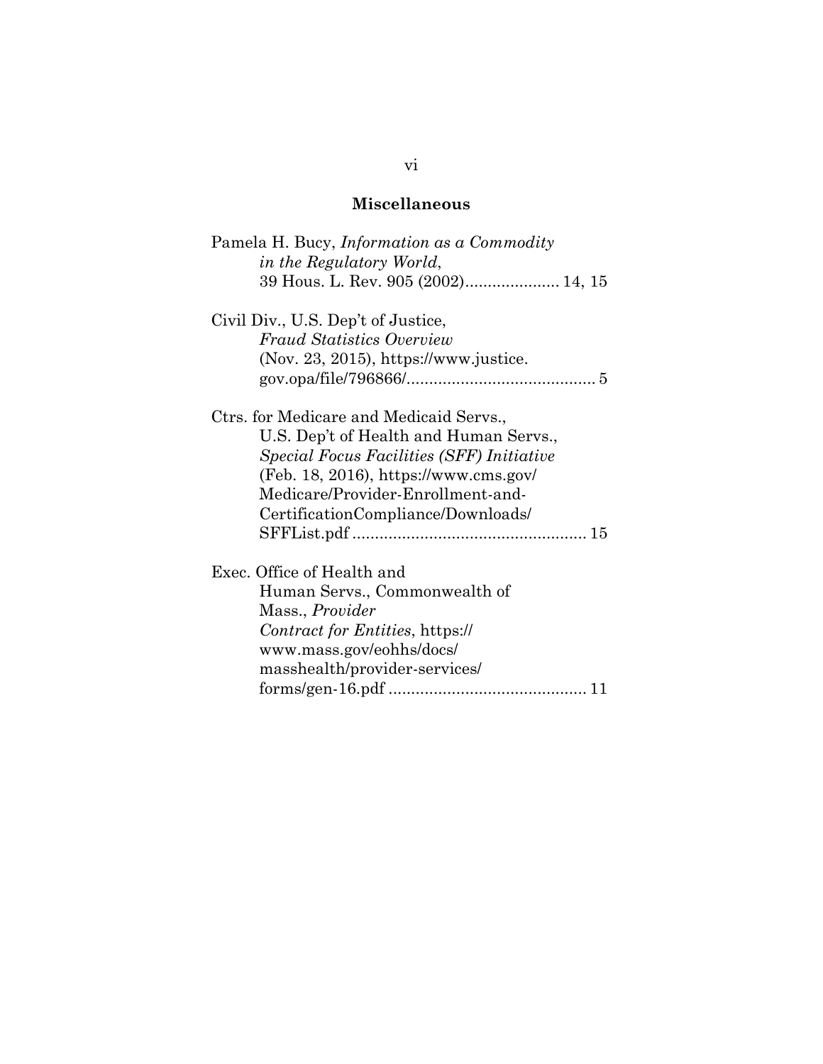## Miscellaneous

Pamela H. Bucy, *Information as a Commodity in the Regulatory World*, 39 Hous. L. Rev. 905 (2002)..................... 14, 15

Civil Div., U.S. Dep't of Justice, *Fraud Statistics Overview* (Nov. 23, 2015), https://www.justice.gov.opa/file/796866/.......................................... 5

Ctrs. for Medicare and Medicaid Servs., U.S. Dep't of Health and Human Servs., *Special Focus Facilities (SFF) Initiative* (Feb. 18, 2016), https://www.cms.gov/Medicare/Provider-Enrollment-and-CertificationCompliance/Downloads/SFFList.pdf .................................................... 15

Exec. Office of Health and Human Servs., Commonwealth of Mass., *Provider Contract for Entities*, https://www.mass.gov/eohhs/docs/masshealth/provider-services/forms/gen-16.pdf ........................................... 11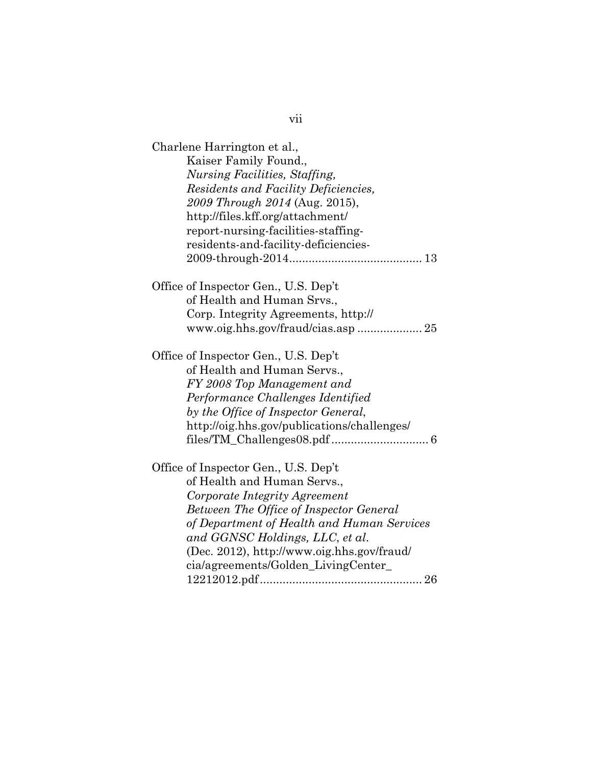Charlene Harrington et al.,
Kaiser Family Found.,
*Nursing Facilities, Staffing, Residents and Facility Deficiencies, 2009 Through 2014* (Aug. 2015), http://files.kff.org/attachment/report-nursing-facilities-staffing-residents-and-facility-deficiencies-2009-through-2014........................................ 13

Office of Inspector Gen., U.S. Dep't of Health and Human Srvs., Corp. Integrity Agreements, http://www.oig.hhs.gov/fraud/cias.asp .................... 25

Office of Inspector Gen., U.S. Dep't of Health and Human Servs., *FY 2008 Top Management and Performance Challenges Identified by the Office of Inspector General*, http://oig.hhs.gov/publications/challenges/files/TM_Challenges08.pdf .............................. 6

Office of Inspector Gen., U.S. Dep't of Health and Human Servs., *Corporate Integrity Agreement Between The Office of Inspector General of Department of Health and Human Services and GGNSC Holdings, LLC, et al.* (Dec. 2012), http://www.oig.hhs.gov/fraud/cia/agreements/Golden_LivingCenter_12212012.pdf.................................................. 26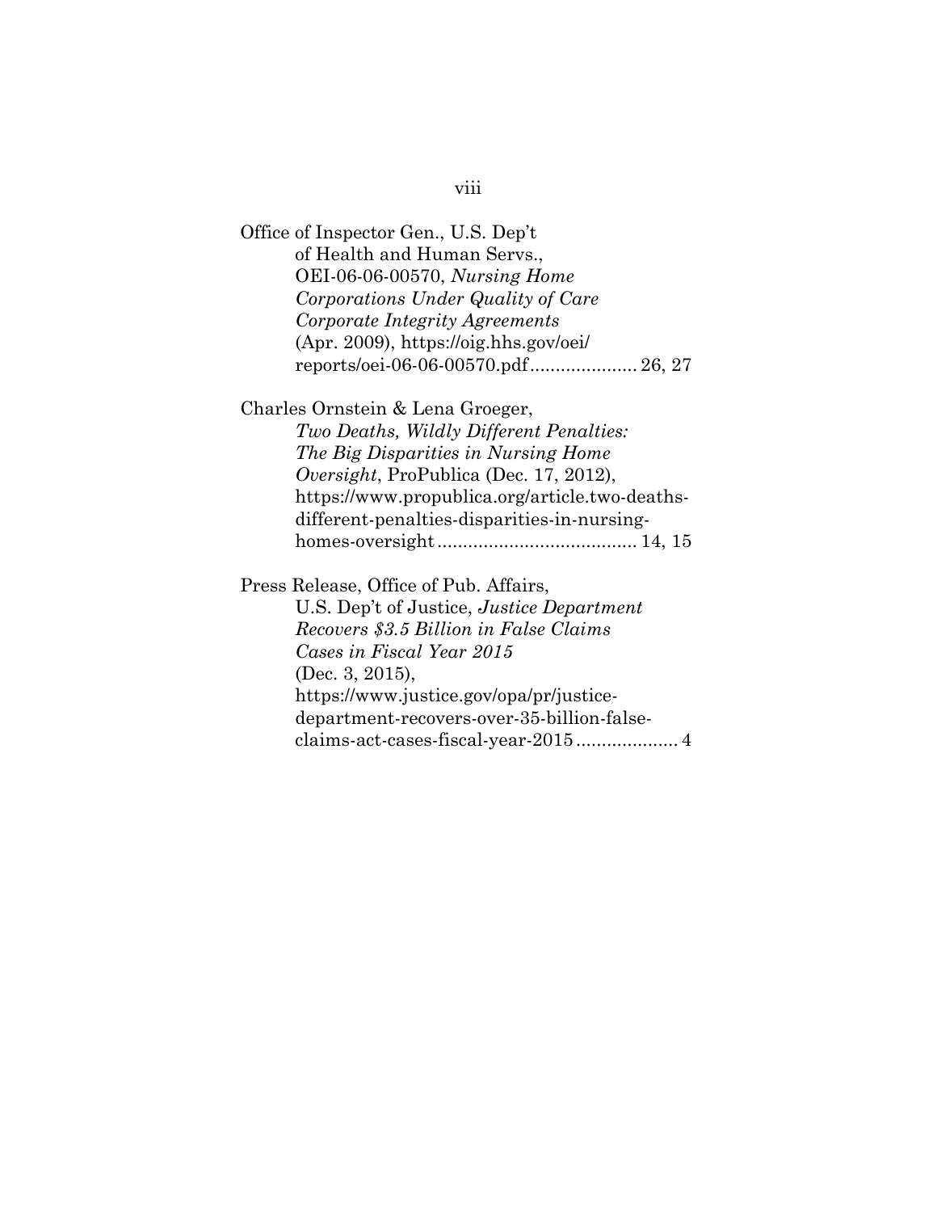Office of Inspector Gen., U.S. Dep't of Health and Human Servs., OEI-06-06-00570, *Nursing Home Corporations Under Quality of Care Corporate Integrity Agreements* (Apr. 2009), https://oig.hhs.gov/oei/reports/oei-06-06-00570.pdf..................... 26, 27

Charles Ornstein & Lena Groeger, *Two Deaths, Wildly Different Penalties: The Big Disparities in Nursing Home Oversight*, ProPublica (Dec. 17, 2012), https://www.propublica.org/article.two-deaths-different-penalties-disparities-in-nursing-homes-oversight....................................... 14, 15

Press Release, Office of Pub. Affairs, U.S. Dep't of Justice, *Justice Department Recovers $3.5 Billion in False Claims Cases in Fiscal Year 2015* (Dec. 3, 2015), https://www.justice.gov/opa/pr/justice-department-recovers-over-35-billion-false-claims-act-cases-fiscal-year-2015.................... 4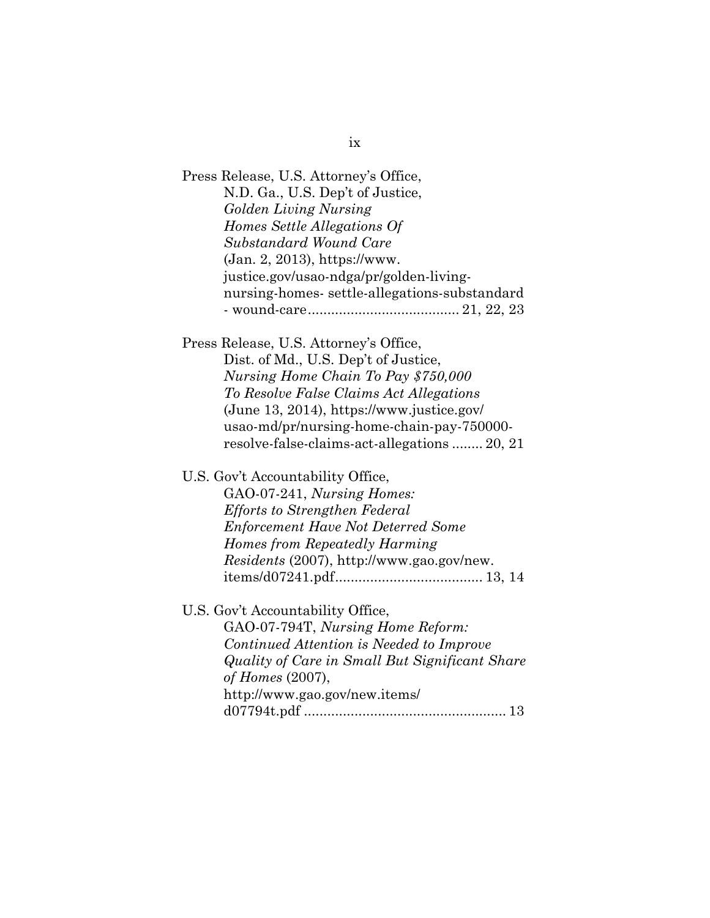Press Release, U.S. Attorney's Office, N.D. Ga., U.S. Dep't of Justice, *Golden Living Nursing Homes Settle Allegations Of Substandard Wound Care* (Jan. 2, 2013), https://www.justice.gov/usao-ndga/pr/golden-living-nursing-homes- settle-allegations-substandard - wound-care....................................... 21, 22, 23

Press Release, U.S. Attorney's Office, Dist. of Md., U.S. Dep't of Justice, *Nursing Home Chain To Pay $750,000 To Resolve False Claims Act Allegations* (June 13, 2014), https://www.justice.gov/usao-md/pr/nursing-home-chain-pay-750000-resolve-false-claims-act-allegations ........ 20, 21

U.S. Gov't Accountability Office, GAO-07-241, *Nursing Homes: Efforts to Strengthen Federal Enforcement Have Not Deterred Some Homes from Repeatedly Harming Residents* (2007), http://www.gao.gov/new.items/d07241.pdf..................................... 13, 14

U.S. Gov't Accountability Office, GAO-07-794T, *Nursing Home Reform: Continued Attention is Needed to Improve Quality of Care in Small But Significant Share of Homes* (2007), http://www.gao.gov/new.items/d07794t.pdf .................................................... 13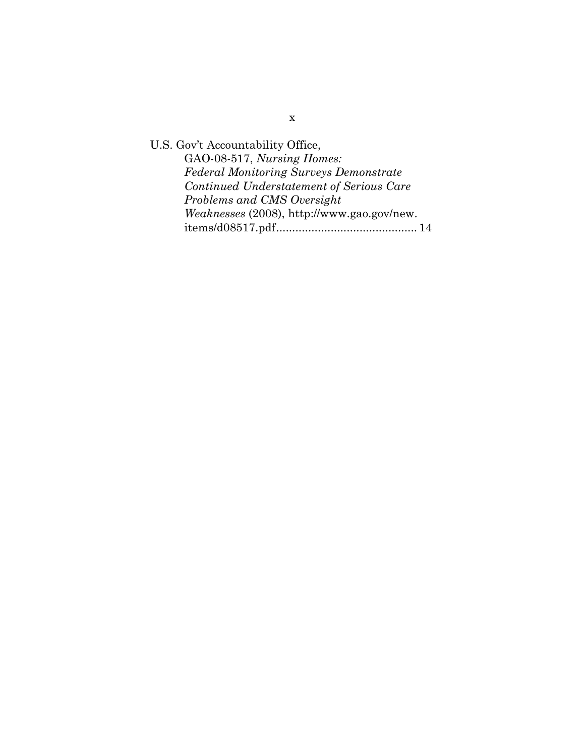U.S. Gov't Accountability Office, GAO-08-517, *Nursing Homes: Federal Monitoring Surveys Demonstrate Continued Understatement of Serious Care Problems and CMS Oversight Weaknesses* (2008), http://www.gao.gov/new.items/d08517.pdf........................................... 14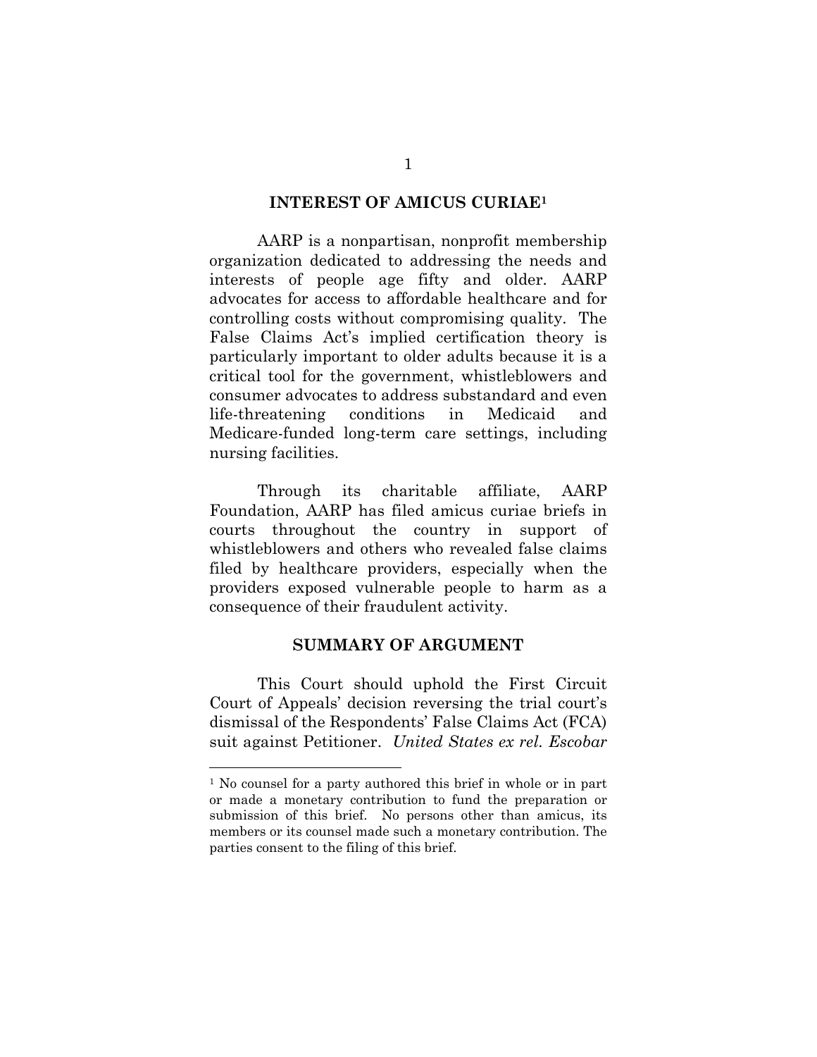## INTEREST OF AMICUS CURIAE[1]

AARP is a nonpartisan, nonprofit membership organization dedicated to addressing the needs and interests of people age fifty and older. AARP advocates for access to affordable healthcare and for controlling costs without compromising quality. The False Claims Act's implied certification theory is particularly important to older adults because it is a critical tool for the government, whistleblowers and consumer advocates to address substandard and even life-threatening conditions in Medicaid and Medicare-funded long-term care settings, including nursing facilities.

Through its charitable affiliate, AARP Foundation, AARP has filed amicus curiae briefs in courts throughout the country in support of whistleblowers and others who revealed false claims filed by healthcare providers, especially when the providers exposed vulnerable people to harm as a consequence of their fraudulent activity.

## SUMMARY OF ARGUMENT

This Court should uphold the First Circuit Court of Appeals' decision reversing the trial court's dismissal of the Respondents' False Claims Act (FCA) suit against Petitioner. *United States ex rel. Escobar*

---

[1] No counsel for a party authored this brief in whole or in part or made a monetary contribution to fund the preparation or submission of this brief. No persons other than amicus, its members or its counsel made such a monetary contribution. The parties consent to the filing of this brief.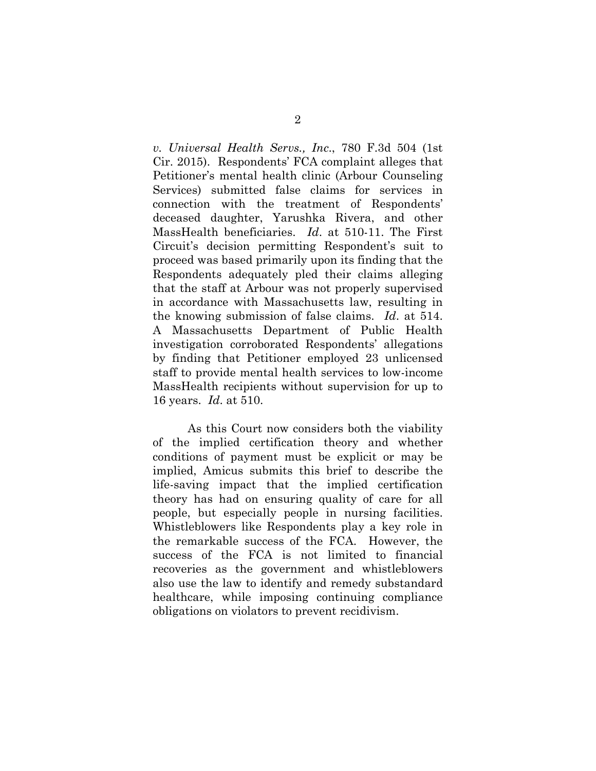*v. Universal Health Servs., Inc.*, 780 F.3d 504 (1st Cir. 2015). Respondents' FCA complaint alleges that Petitioner's mental health clinic (Arbour Counseling Services) submitted false claims for services in connection with the treatment of Respondents' deceased daughter, Yarushka Rivera, and other MassHealth beneficiaries. *Id*. at 510-11. The First Circuit's decision permitting Respondent's suit to proceed was based primarily upon its finding that the Respondents adequately pled their claims alleging that the staff at Arbour was not properly supervised in accordance with Massachusetts law, resulting in the knowing submission of false claims. *Id*. at 514. A Massachusetts Department of Public Health investigation corroborated Respondents' allegations by finding that Petitioner employed 23 unlicensed staff to provide mental health services to low-income MassHealth recipients without supervision for up to 16 years. *Id*. at 510.

As this Court now considers both the viability of the implied certification theory and whether conditions of payment must be explicit or may be implied, Amicus submits this brief to describe the life-saving impact that the implied certification theory has had on ensuring quality of care for all people, but especially people in nursing facilities. Whistleblowers like Respondents play a key role in the remarkable success of the FCA. However, the success of the FCA is not limited to financial recoveries as the government and whistleblowers also use the law to identify and remedy substandard healthcare, while imposing continuing compliance obligations on violators to prevent recidivism.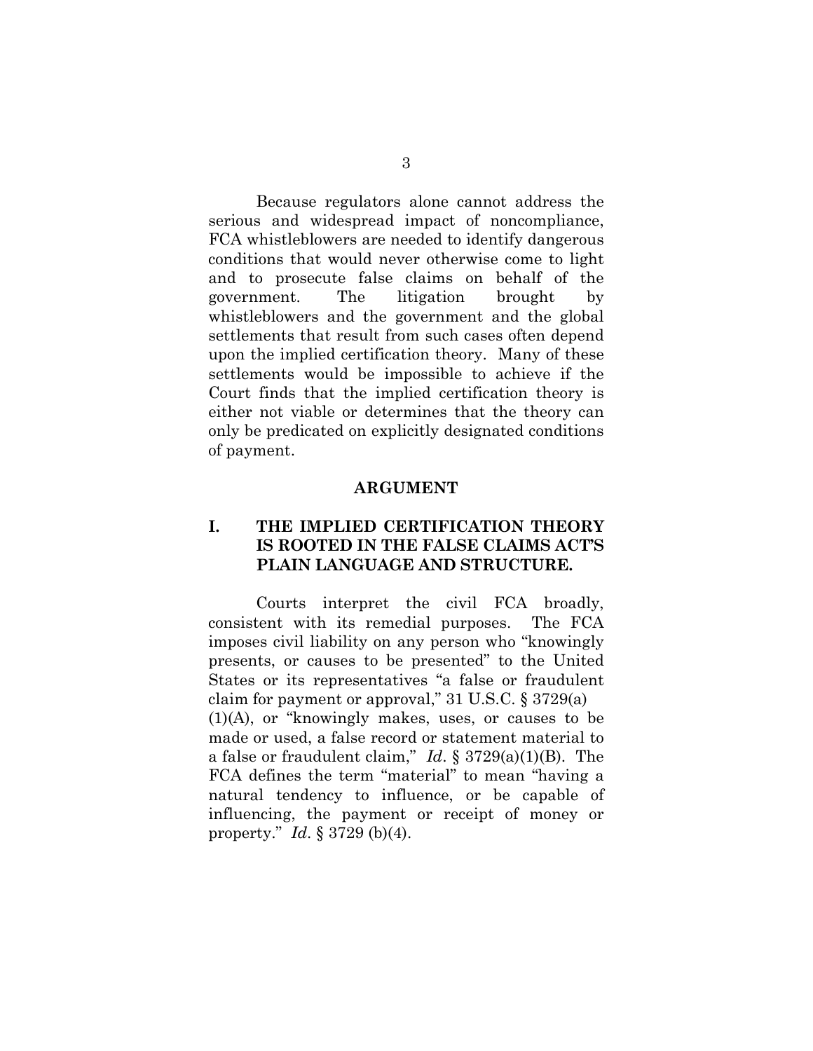Because regulators alone cannot address the serious and widespread impact of noncompliance, FCA whistleblowers are needed to identify dangerous conditions that would never otherwise come to light and to prosecute false claims on behalf of the government. The litigation brought by whistleblowers and the government and the global settlements that result from such cases often depend upon the implied certification theory. Many of these settlements would be impossible to achieve if the Court finds that the implied certification theory is either not viable or determines that the theory can only be predicated on explicitly designated conditions of payment.

## ARGUMENT

### I. THE IMPLIED CERTIFICATION THEORY IS ROOTED IN THE FALSE CLAIMS ACT'S PLAIN LANGUAGE AND STRUCTURE.

Courts interpret the civil FCA broadly, consistent with its remedial purposes. The FCA imposes civil liability on any person who "knowingly presents, or causes to be presented" to the United States or its representatives "a false or fraudulent claim for payment or approval," 31 U.S.C. § 3729(a)(1)(A), or "knowingly makes, uses, or causes to be made or used, a false record or statement material to a false or fraudulent claim," *Id*. § 3729(a)(1)(B). The FCA defines the term "material" to mean "having a natural tendency to influence, or be capable of influencing, the payment or receipt of money or property." *Id*. § 3729 (b)(4).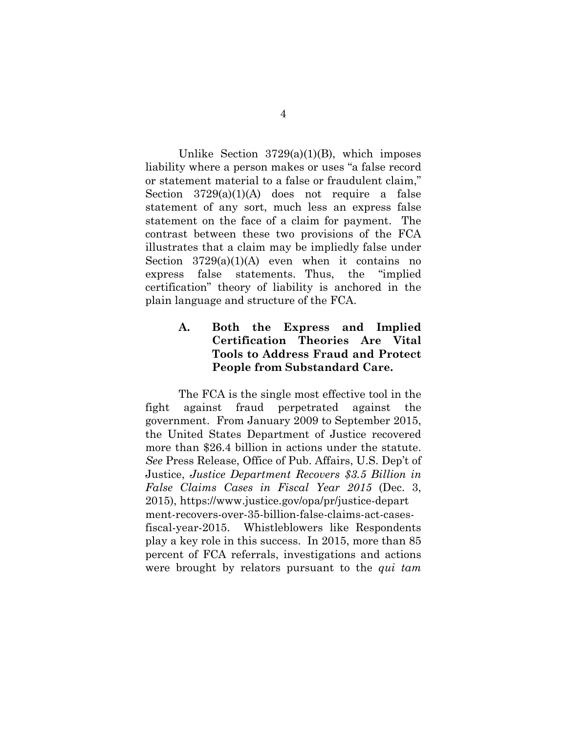Unlike Section 3729(a)(1)(B), which imposes liability where a person makes or uses "a false record or statement material to a false or fraudulent claim," Section 3729(a)(1)(A) does not require a false statement of any sort, much less an express false statement on the face of a claim for payment. The contrast between these two provisions of the FCA illustrates that a claim may be impliedly false under Section 3729(a)(1)(A) even when it contains no express false statements. Thus, the "implied certification" theory of liability is anchored in the plain language and structure of the FCA.

### A. Both the Express and Implied Certification Theories Are Vital Tools to Address Fraud and Protect People from Substandard Care.

The FCA is the single most effective tool in the fight against fraud perpetrated against the government. From January 2009 to September 2015, the United States Department of Justice recovered more than $26.4 billion in actions under the statute. *See* Press Release, Office of Pub. Affairs, U.S. Dep't of Justice, *Justice Department Recovers $3.5 Billion in False Claims Cases in Fiscal Year 2015* (Dec. 3, 2015), https://www.justice.gov/opa/pr/justice-department-recovers-over-35-billion-false-claims-act-cases-fiscal-year-2015. Whistleblowers like Respondents play a key role in this success. In 2015, more than 85 percent of FCA referrals, investigations and actions were brought by relators pursuant to the *qui tam*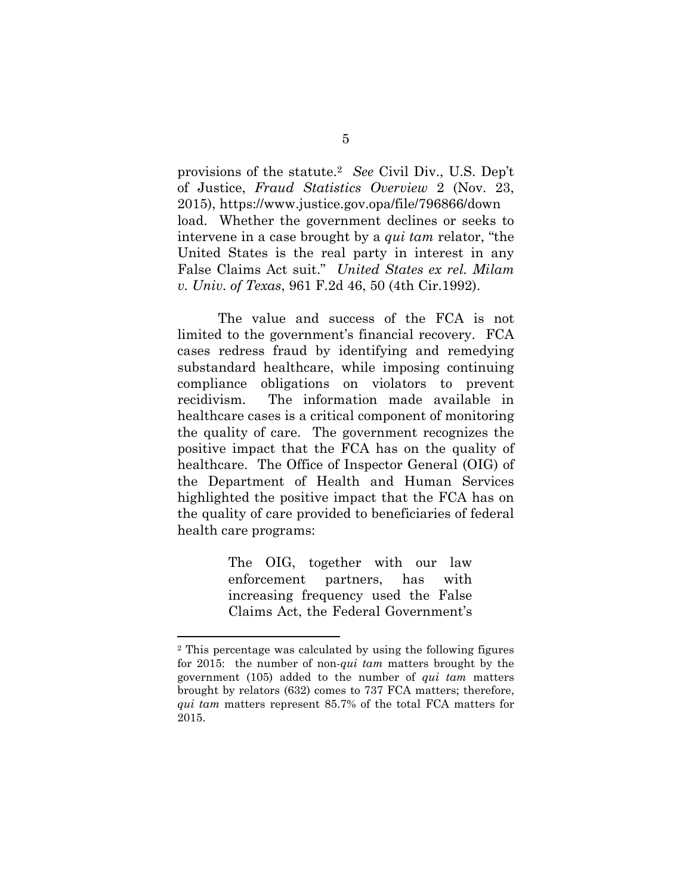provisions of the statute.[2] *See* Civil Div., U.S. Dep't of Justice, *Fraud Statistics Overview* 2 (Nov. 23, 2015), https://www.justice.gov.opa/file/796866/download. Whether the government declines or seeks to intervene in a case brought by a *qui tam* relator, "the United States is the real party in interest in any False Claims Act suit." *United States ex rel. Milam v. Univ. of Texas*, 961 F.2d 46, 50 (4th Cir.1992).

The value and success of the FCA is not limited to the government's financial recovery. FCA cases redress fraud by identifying and remedying substandard healthcare, while imposing continuing compliance obligations on violators to prevent recidivism. The information made available in healthcare cases is a critical component of monitoring the quality of care. The government recognizes the positive impact that the FCA has on the quality of healthcare. The Office of Inspector General (OIG) of the Department of Health and Human Services highlighted the positive impact that the FCA has on the quality of care provided to beneficiaries of federal health care programs:

> The OIG, together with our law enforcement partners, has with increasing frequency used the False Claims Act, the Federal Government's

---

[2] This percentage was calculated by using the following figures for 2015: the number of non-*qui tam* matters brought by the government (105) added to the number of *qui tam* matters brought by relators (632) comes to 737 FCA matters; therefore, *qui tam* matters represent 85.7% of the total FCA matters for 2015.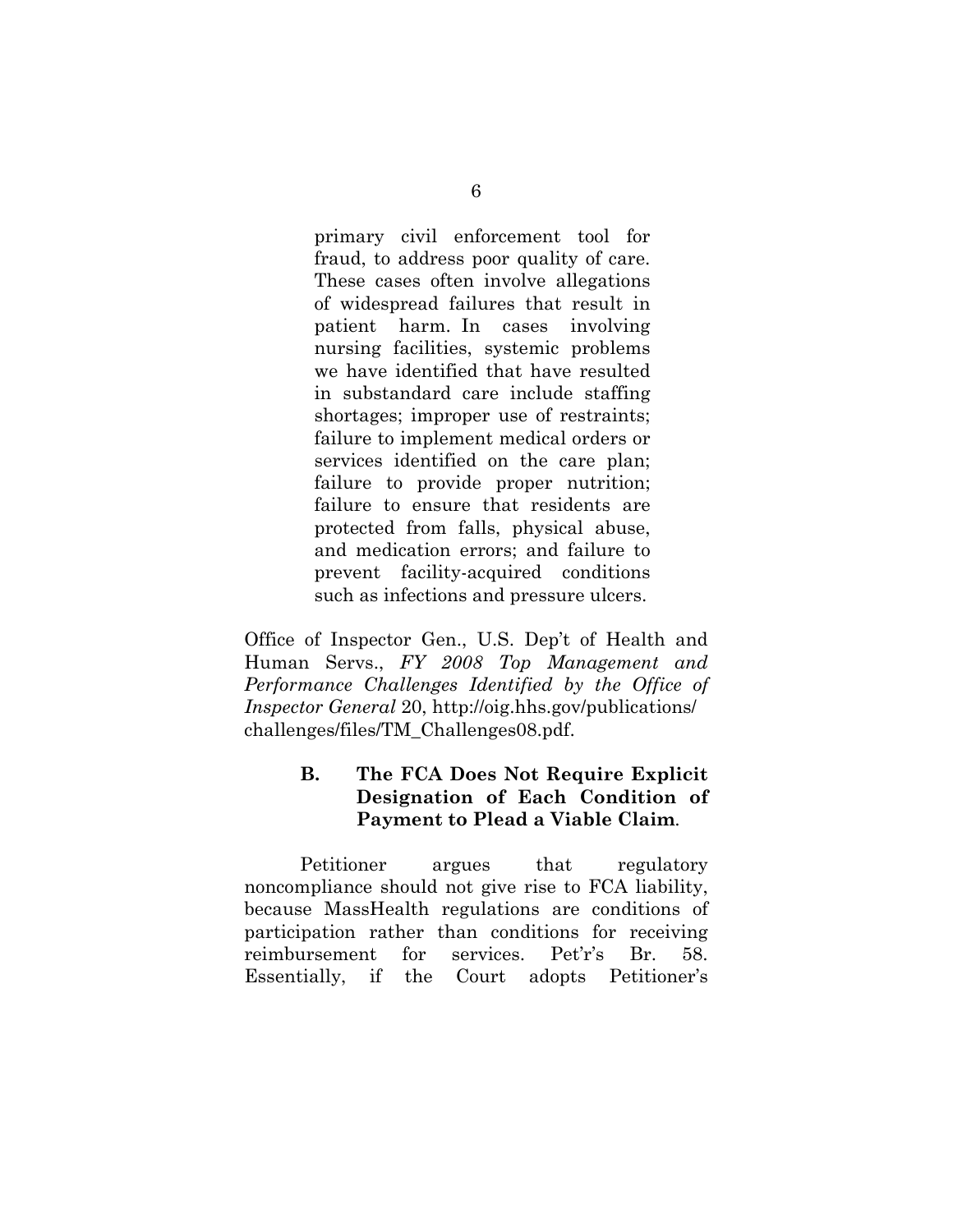> primary civil enforcement tool for fraud, to address poor quality of care. These cases often involve allegations of widespread failures that result in patient harm. In cases involving nursing facilities, systemic problems we have identified that have resulted in substandard care include staffing shortages; improper use of restraints; failure to implement medical orders or services identified on the care plan; failure to provide proper nutrition; failure to ensure that residents are protected from falls, physical abuse, and medication errors; and failure to prevent facility-acquired conditions such as infections and pressure ulcers.

Office of Inspector Gen., U.S. Dep't of Health and Human Servs., *FY 2008 Top Management and Performance Challenges Identified by the Office of Inspector General* 20, http://oig.hhs.gov/publications/challenges/files/TM_Challenges08.pdf.

### B. The FCA Does Not Require Explicit Designation of Each Condition of Payment to Plead a Viable Claim.

Petitioner argues that regulatory noncompliance should not give rise to FCA liability, because MassHealth regulations are conditions of participation rather than conditions for receiving reimbursement for services. Pet'r's Br. 58. Essentially, if the Court adopts Petitioner's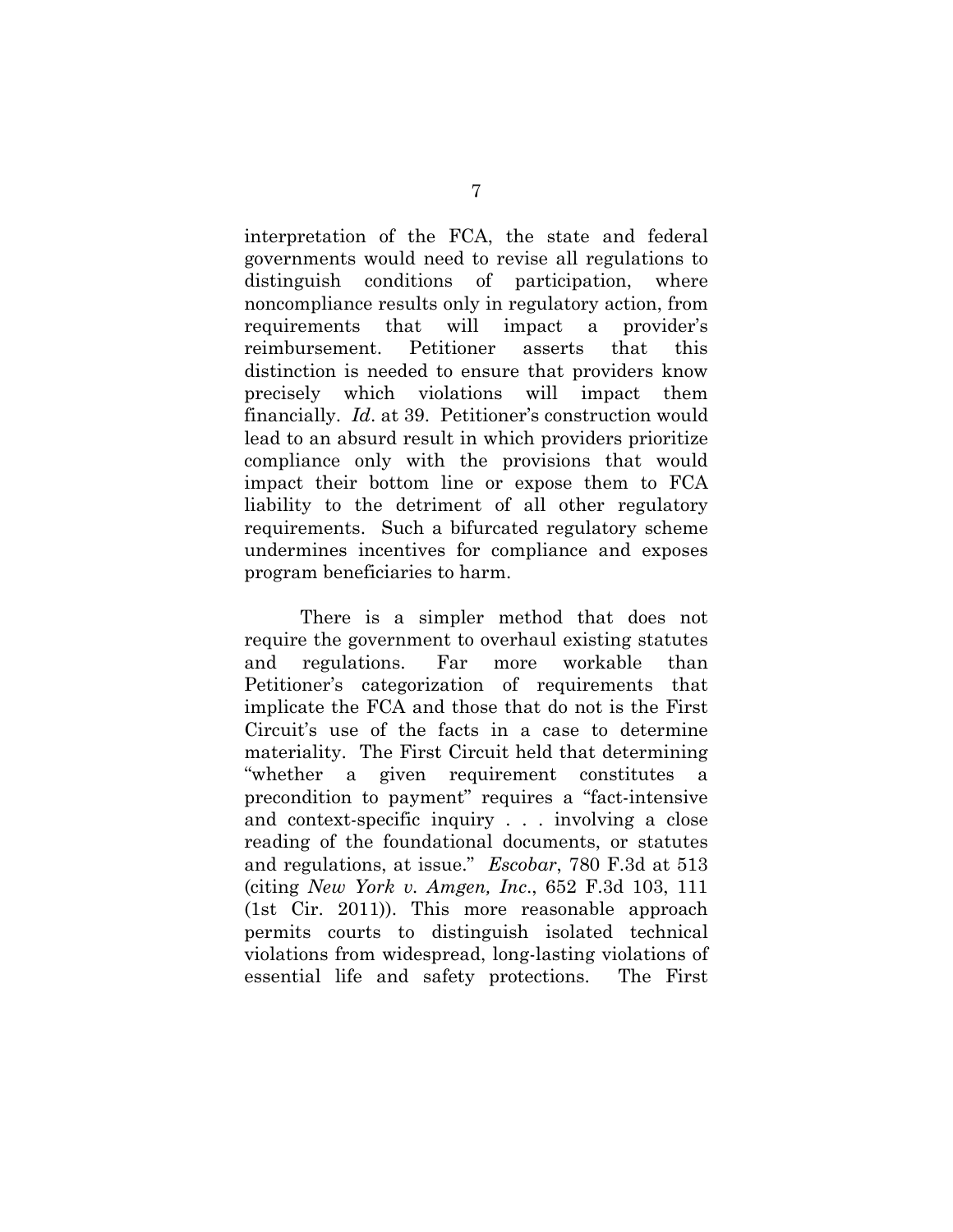interpretation of the FCA, the state and federal governments would need to revise all regulations to distinguish conditions of participation, where noncompliance results only in regulatory action, from requirements that will impact a provider's reimbursement. Petitioner asserts that this distinction is needed to ensure that providers know precisely which violations will impact them financially. *Id*. at 39. Petitioner's construction would lead to an absurd result in which providers prioritize compliance only with the provisions that would impact their bottom line or expose them to FCA liability to the detriment of all other regulatory requirements. Such a bifurcated regulatory scheme undermines incentives for compliance and exposes program beneficiaries to harm.

There is a simpler method that does not require the government to overhaul existing statutes and regulations. Far more workable than Petitioner's categorization of requirements that implicate the FCA and those that do not is the First Circuit's use of the facts in a case to determine materiality. The First Circuit held that determining "whether a given requirement constitutes a precondition to payment" requires a "fact-intensive and context-specific inquiry . . . involving a close reading of the foundational documents, or statutes and regulations, at issue." *Escobar*, 780 F.3d at 513 (citing *New York v. Amgen, Inc*., 652 F.3d 103, 111 (1st Cir. 2011)). This more reasonable approach permits courts to distinguish isolated technical violations from widespread, long-lasting violations of essential life and safety protections. The First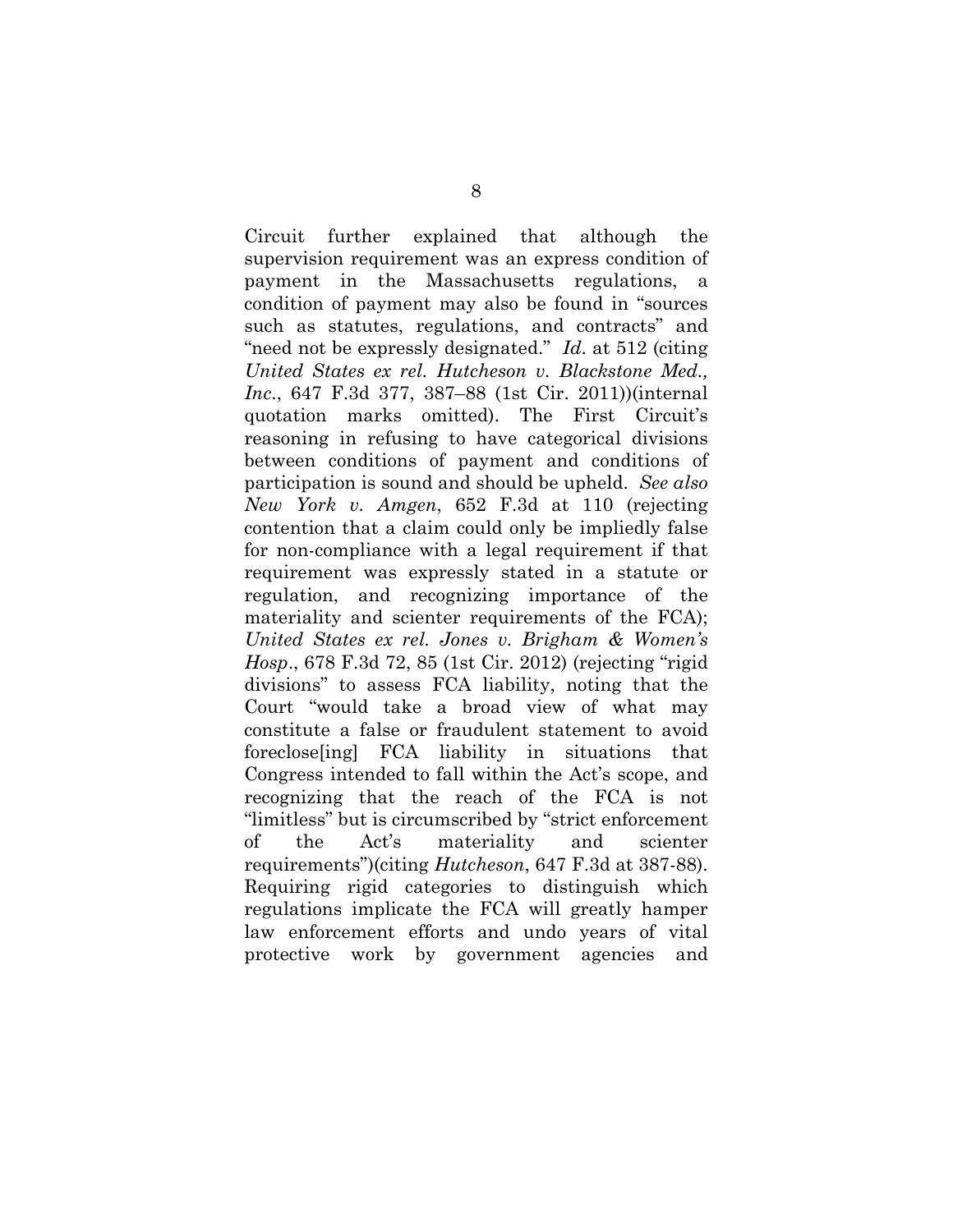Circuit further explained that although the supervision requirement was an express condition of payment in the Massachusetts regulations, a condition of payment may also be found in "sources such as statutes, regulations, and contracts" and "need not be expressly designated." *Id*. at 512 (citing *United States ex rel. Hutcheson v. Blackstone Med., Inc*., 647 F.3d 377, 387–88 (1st Cir. 2011))(internal quotation marks omitted). The First Circuit's reasoning in refusing to have categorical divisions between conditions of payment and conditions of participation is sound and should be upheld. *See also New York v. Amgen*, 652 F.3d at 110 (rejecting contention that a claim could only be impliedly false for non-compliance with a legal requirement if that requirement was expressly stated in a statute or regulation, and recognizing importance of the materiality and scienter requirements of the FCA); *United States ex rel. Jones v. Brigham & Women's Hosp*., 678 F.3d 72, 85 (1st Cir. 2012) (rejecting "rigid divisions" to assess FCA liability, noting that the Court "would take a broad view of what may constitute a false or fraudulent statement to avoid foreclose[ing] FCA liability in situations that Congress intended to fall within the Act's scope, and recognizing that the reach of the FCA is not "limitless" but is circumscribed by "strict enforcement of the Act's materiality and scienter requirements")(citing *Hutcheson*, 647 F.3d at 387-88). Requiring rigid categories to distinguish which regulations implicate the FCA will greatly hamper law enforcement efforts and undo years of vital protective work by government agencies and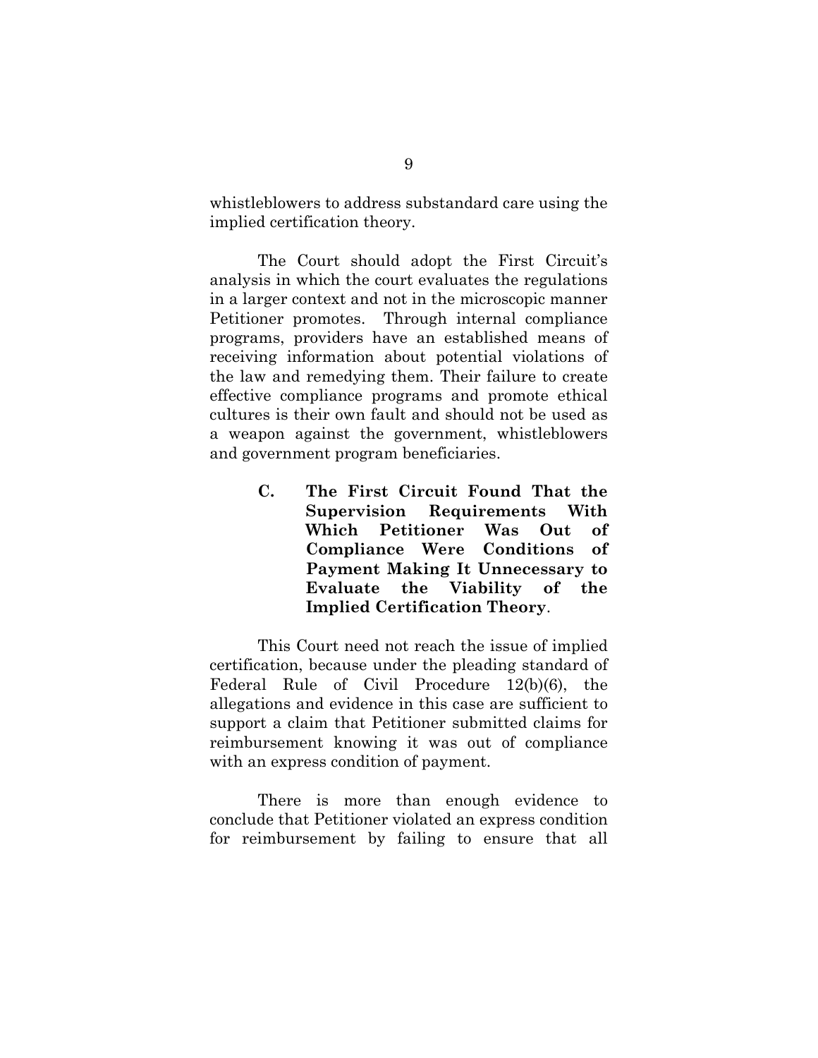whistleblowers to address substandard care using the implied certification theory.

The Court should adopt the First Circuit's analysis in which the court evaluates the regulations in a larger context and not in the microscopic manner Petitioner promotes. Through internal compliance programs, providers have an established means of receiving information about potential violations of the law and remedying them. Their failure to create effective compliance programs and promote ethical cultures is their own fault and should not be used as a weapon against the government, whistleblowers and government program beneficiaries.

### C. The First Circuit Found That the Supervision Requirements With Which Petitioner Was Out of Compliance Were Conditions of Payment Making It Unnecessary to Evaluate the Viability of the Implied Certification Theory.

This Court need not reach the issue of implied certification, because under the pleading standard of Federal Rule of Civil Procedure 12(b)(6), the allegations and evidence in this case are sufficient to support a claim that Petitioner submitted claims for reimbursement knowing it was out of compliance with an express condition of payment.

There is more than enough evidence to conclude that Petitioner violated an express condition for reimbursement by failing to ensure that all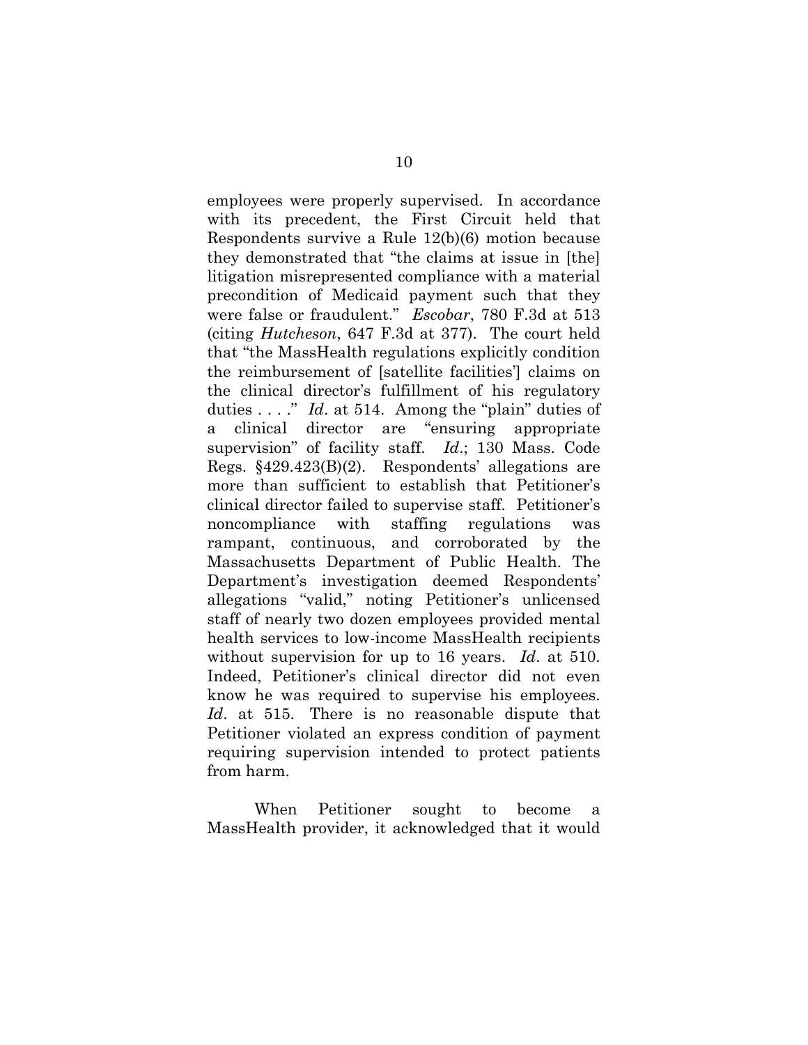employees were properly supervised. In accordance with its precedent, the First Circuit held that Respondents survive a Rule 12(b)(6) motion because they demonstrated that "the claims at issue in [the] litigation misrepresented compliance with a material precondition of Medicaid payment such that they were false or fraudulent." *Escobar*, 780 F.3d at 513 (citing *Hutcheson*, 647 F.3d at 377). The court held that "the MassHealth regulations explicitly condition the reimbursement of [satellite facilities'] claims on the clinical director's fulfillment of his regulatory duties . . . ." *Id*. at 514. Among the "plain" duties of a clinical director are "ensuring appropriate supervision" of facility staff. *Id*.; 130 Mass. Code Regs. §429.423(B)(2). Respondents' allegations are more than sufficient to establish that Petitioner's clinical director failed to supervise staff. Petitioner's noncompliance with staffing regulations was rampant, continuous, and corroborated by the Massachusetts Department of Public Health. The Department's investigation deemed Respondents' allegations "valid," noting Petitioner's unlicensed staff of nearly two dozen employees provided mental health services to low-income MassHealth recipients without supervision for up to 16 years. *Id*. at 510. Indeed, Petitioner's clinical director did not even know he was required to supervise his employees. *Id*. at 515. There is no reasonable dispute that Petitioner violated an express condition of payment requiring supervision intended to protect patients from harm.

When Petitioner sought to become a MassHealth provider, it acknowledged that it would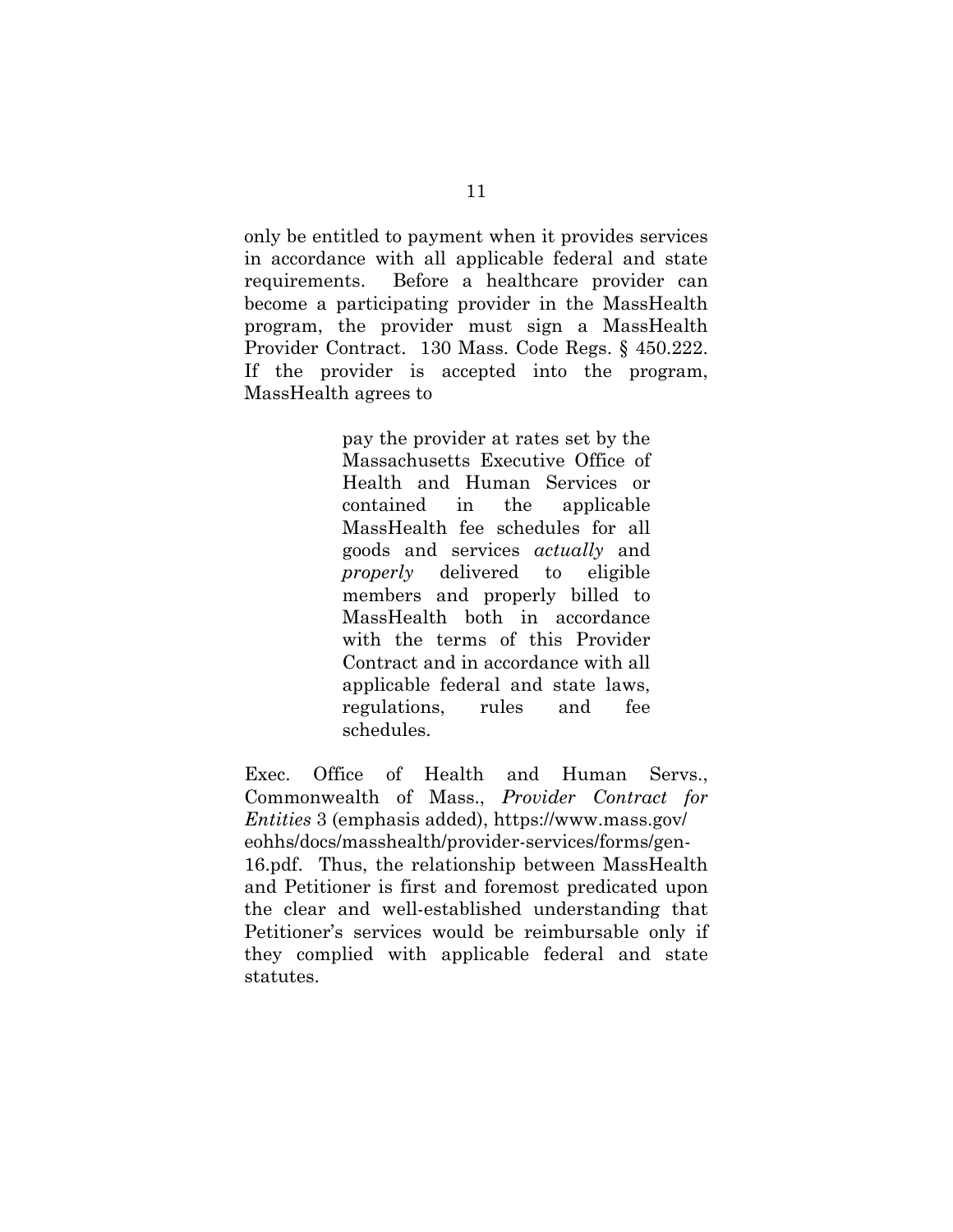only be entitled to payment when it provides services in accordance with all applicable federal and state requirements. Before a healthcare provider can become a participating provider in the MassHealth program, the provider must sign a MassHealth Provider Contract. 130 Mass. Code Regs. § 450.222. If the provider is accepted into the program, MassHealth agrees to

> pay the provider at rates set by the Massachusetts Executive Office of Health and Human Services or contained in the applicable MassHealth fee schedules for all goods and services *actually* and *properly* delivered to eligible members and properly billed to MassHealth both in accordance with the terms of this Provider Contract and in accordance with all applicable federal and state laws, regulations, rules and fee schedules.

Exec. Office of Health and Human Servs., Commonwealth of Mass., *Provider Contract for Entities* 3 (emphasis added), https://www.mass.gov/eohhs/docs/masshealth/provider-services/forms/gen-16.pdf. Thus, the relationship between MassHealth and Petitioner is first and foremost predicated upon the clear and well-established understanding that Petitioner's services would be reimbursable only if they complied with applicable federal and state statutes.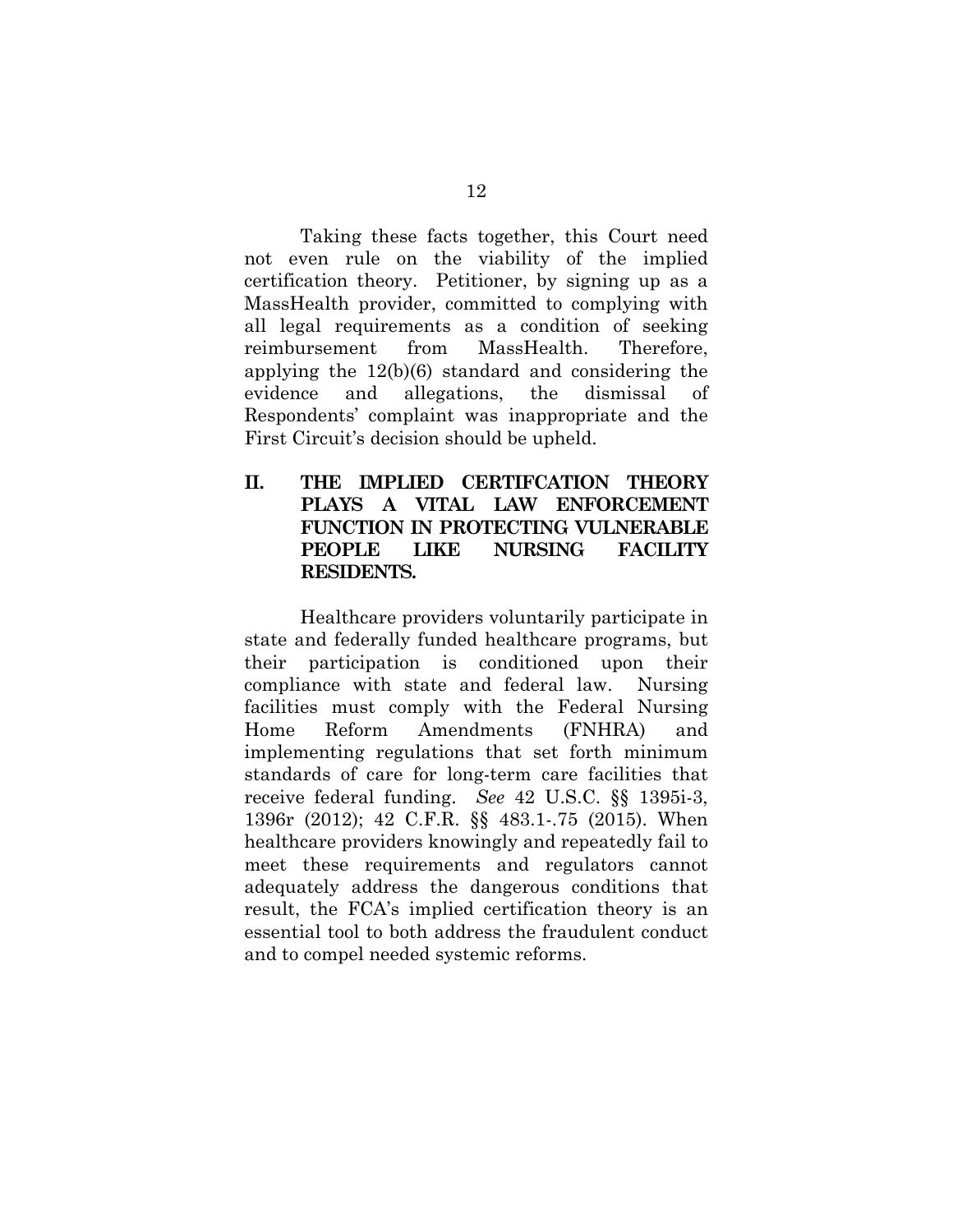Taking these facts together, this Court need not even rule on the viability of the implied certification theory. Petitioner, by signing up as a MassHealth provider, committed to complying with all legal requirements as a condition of seeking reimbursement from MassHealth. Therefore, applying the 12(b)(6) standard and considering the evidence and allegations, the dismissal of Respondents' complaint was inappropriate and the First Circuit's decision should be upheld.

## II. THE IMPLIED CERTIFCATION THEORY PLAYS A VITAL LAW ENFORCEMENT FUNCTION IN PROTECTING VULNERABLE PEOPLE LIKE NURSING FACILITY RESIDENTS.

Healthcare providers voluntarily participate in state and federally funded healthcare programs, but their participation is conditioned upon their compliance with state and federal law. Nursing facilities must comply with the Federal Nursing Home Reform Amendments (FNHRA) and implementing regulations that set forth minimum standards of care for long-term care facilities that receive federal funding. *See* 42 U.S.C. §§ 1395i-3, 1396r (2012); 42 C.F.R. §§ 483.1-.75 (2015). When healthcare providers knowingly and repeatedly fail to meet these requirements and regulators cannot adequately address the dangerous conditions that result, the FCA's implied certification theory is an essential tool to both address the fraudulent conduct and to compel needed systemic reforms.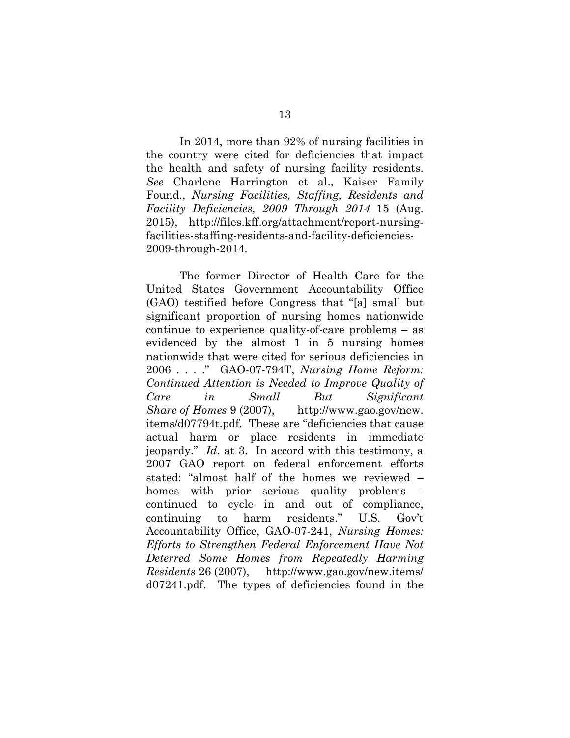In 2014, more than 92% of nursing facilities in the country were cited for deficiencies that impact the health and safety of nursing facility residents. *See* Charlene Harrington et al., Kaiser Family Found., *Nursing Facilities, Staffing, Residents and Facility Deficiencies, 2009 Through 2014* 15 (Aug. 2015), http://files.kff.org/attachment/report-nursing-facilities-staffing-residents-and-facility-deficiencies-2009-through-2014.

The former Director of Health Care for the United States Government Accountability Office (GAO) testified before Congress that "[a] small but significant proportion of nursing homes nationwide continue to experience quality-of-care problems – as evidenced by the almost 1 in 5 nursing homes nationwide that were cited for serious deficiencies in 2006 . . . ." GAO-07-794T, *Nursing Home Reform: Continued Attention is Needed to Improve Quality of Care in Small But Significant Share of Homes* 9 (2007), http://www.gao.gov/new.items/d07794t.pdf. These are "deficiencies that cause actual harm or place residents in immediate jeopardy." *Id*. at 3. In accord with this testimony, a 2007 GAO report on federal enforcement efforts stated: "almost half of the homes we reviewed – homes with prior serious quality problems – continued to cycle in and out of compliance, continuing to harm residents." U.S. Gov't Accountability Office, GAO-07-241, *Nursing Homes: Efforts to Strengthen Federal Enforcement Have Not Deterred Some Homes from Repeatedly Harming Residents* 26 (2007), http://www.gao.gov/new.items/d07241.pdf. The types of deficiencies found in the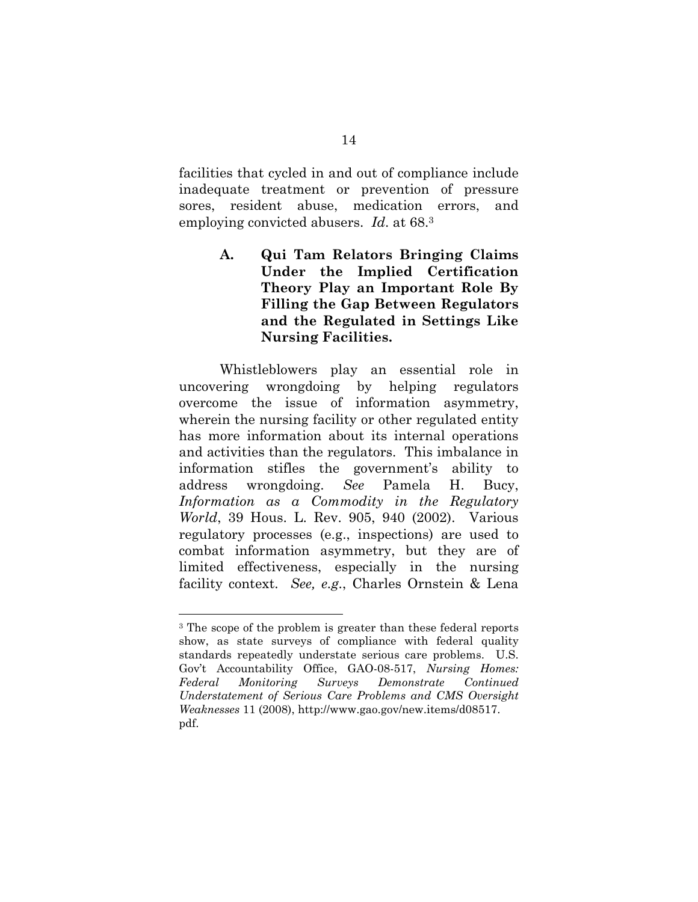facilities that cycled in and out of compliance include inadequate treatment or prevention of pressure sores, resident abuse, medication errors, and employing convicted abusers. *Id*. at 68.[3]

### A. Qui Tam Relators Bringing Claims Under the Implied Certification Theory Play an Important Role By Filling the Gap Between Regulators and the Regulated in Settings Like Nursing Facilities.

Whistleblowers play an essential role in uncovering wrongdoing by helping regulators overcome the issue of information asymmetry, wherein the nursing facility or other regulated entity has more information about its internal operations and activities than the regulators. This imbalance in information stifles the government's ability to address wrongdoing. *See* Pamela H. Bucy, *Information as a Commodity in the Regulatory World*, 39 Hous. L. Rev. 905, 940 (2002). Various regulatory processes (e.g., inspections) are used to combat information asymmetry, but they are of limited effectiveness, especially in the nursing facility context. *See, e.g.*, Charles Ornstein & Lena

---

[3] The scope of the problem is greater than these federal reports show, as state surveys of compliance with federal quality standards repeatedly understate serious care problems. U.S. Gov't Accountability Office, GAO-08-517, *Nursing Homes: Federal Monitoring Surveys Demonstrate Continued Understatement of Serious Care Problems and CMS Oversight Weaknesses* 11 (2008), http://www.gao.gov/new.items/d08517.pdf.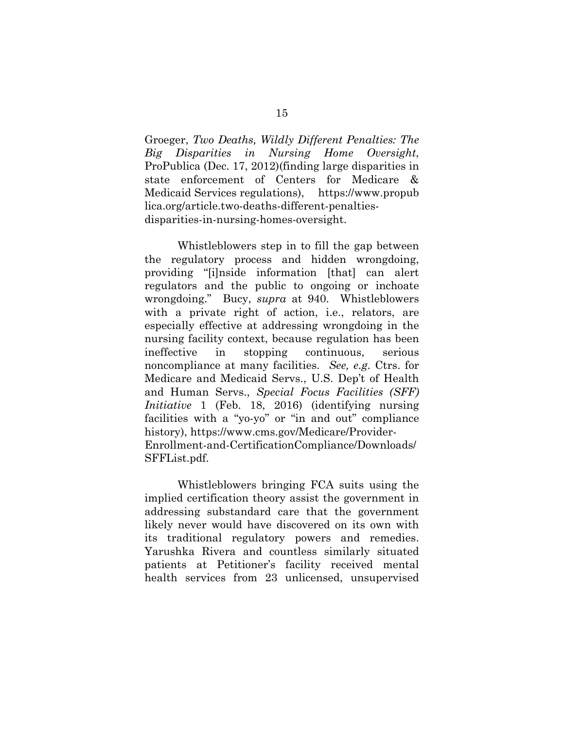Groeger, *Two Deaths, Wildly Different Penalties: The Big Disparities in Nursing Home Oversight*, ProPublica (Dec. 17, 2012)(finding large disparities in state enforcement of Centers for Medicare & Medicaid Services regulations), https://www.propublica.org/article.two-deaths-different-penalties-disparities-in-nursing-homes-oversight.

Whistleblowers step in to fill the gap between the regulatory process and hidden wrongdoing, providing "[i]nside information [that] can alert regulators and the public to ongoing or inchoate wrongdoing." Bucy, *supra* at 940. Whistleblowers with a private right of action, i.e., relators, are especially effective at addressing wrongdoing in the nursing facility context, because regulation has been ineffective in stopping continuous, serious noncompliance at many facilities. *See, e.g.* Ctrs. for Medicare and Medicaid Servs., U.S. Dep't of Health and Human Servs., *Special Focus Facilities (SFF) Initiative* 1 (Feb. 18, 2016) (identifying nursing facilities with a "yo-yo" or "in and out" compliance history), https://www.cms.gov/Medicare/Provider-Enrollment-and-CertificationCompliance/Downloads/SFFList.pdf.

Whistleblowers bringing FCA suits using the implied certification theory assist the government in addressing substandard care that the government likely never would have discovered on its own with its traditional regulatory powers and remedies. Yarushka Rivera and countless similarly situated patients at Petitioner's facility received mental health services from 23 unlicensed, unsupervised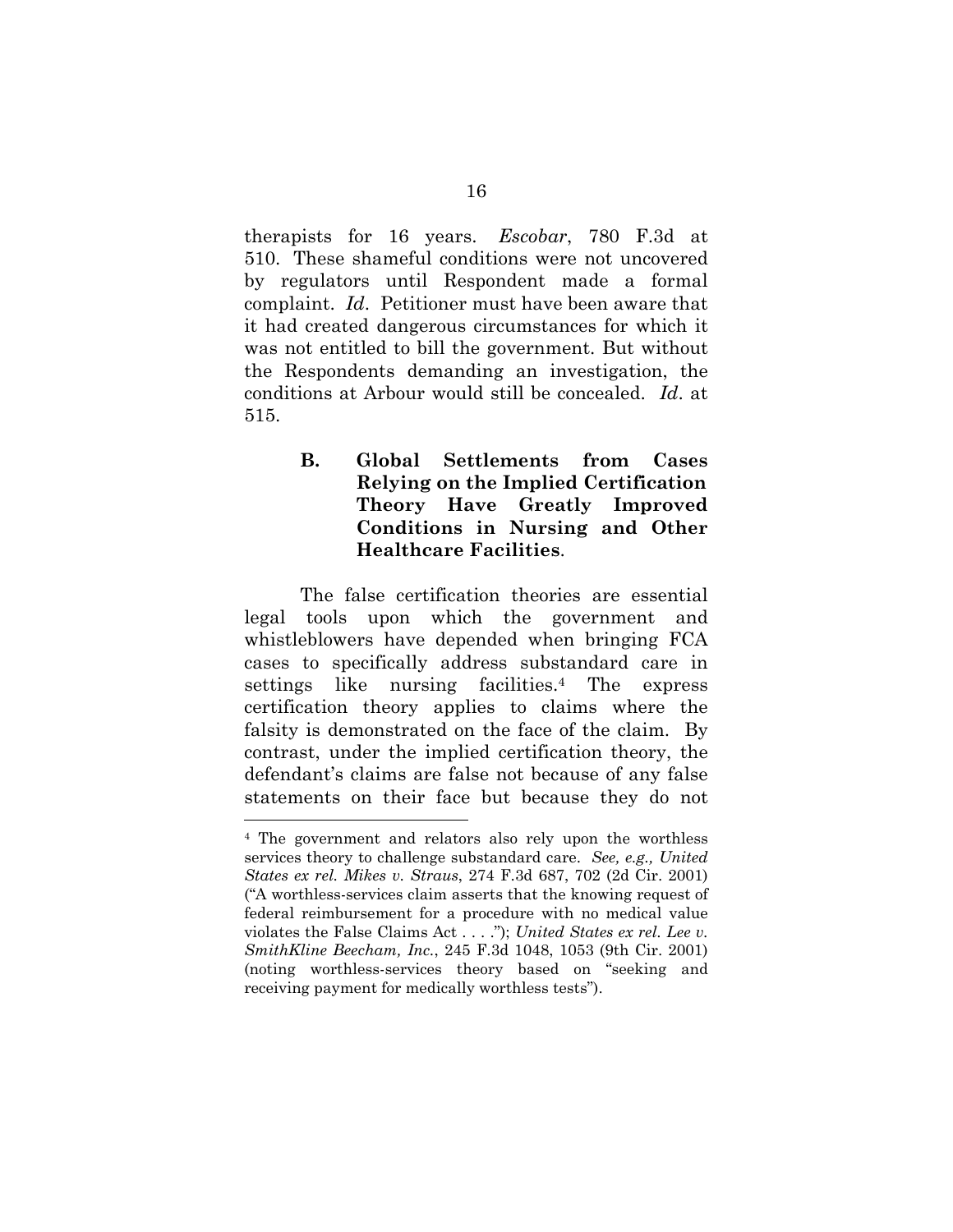therapists for 16 years. *Escobar*, 780 F.3d at 510. These shameful conditions were not uncovered by regulators until Respondent made a formal complaint. *Id*. Petitioner must have been aware that it had created dangerous circumstances for which it was not entitled to bill the government. But without the Respondents demanding an investigation, the conditions at Arbour would still be concealed. *Id*. at 515.

### B. Global Settlements from Cases Relying on the Implied Certification Theory Have Greatly Improved Conditions in Nursing and Other Healthcare Facilities.

The false certification theories are essential legal tools upon which the government and whistleblowers have depended when bringing FCA cases to specifically address substandard care in settings like nursing facilities.[4] The express certification theory applies to claims where the falsity is demonstrated on the face of the claim. By contrast, under the implied certification theory, the defendant's claims are false not because of any false statements on their face but because they do not

---

[4] The government and relators also rely upon the worthless services theory to challenge substandard care. *See, e.g., United States ex rel. Mikes v. Straus*, 274 F.3d 687, 702 (2d Cir. 2001) ("A worthless-services claim asserts that the knowing request of federal reimbursement for a procedure with no medical value violates the False Claims Act . . . ."); *United States ex rel. Lee v. SmithKline Beecham, Inc.*, 245 F.3d 1048, 1053 (9th Cir. 2001) (noting worthless-services theory based on "seeking and receiving payment for medically worthless tests").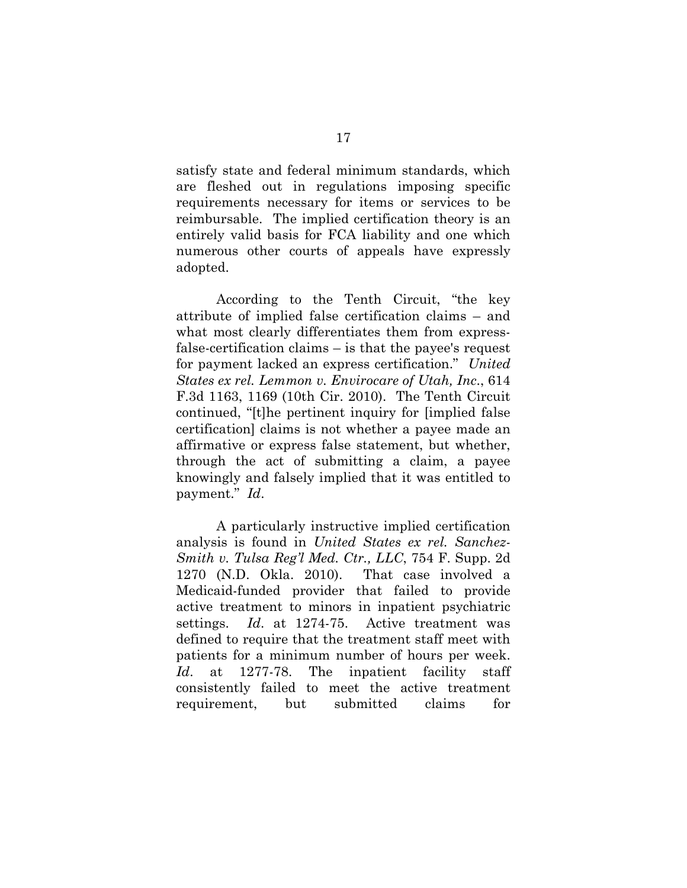satisfy state and federal minimum standards, which are fleshed out in regulations imposing specific requirements necessary for items or services to be reimbursable. The implied certification theory is an entirely valid basis for FCA liability and one which numerous other courts of appeals have expressly adopted.

According to the Tenth Circuit, "the key attribute of implied false certification claims – and what most clearly differentiates them from express-false-certification claims – is that the payee's request for payment lacked an express certification." *United States ex rel. Lemmon v. Envirocare of Utah, Inc.*, 614 F.3d 1163, 1169 (10th Cir. 2010). The Tenth Circuit continued, "[t]he pertinent inquiry for [implied false certification] claims is not whether a payee made an affirmative or express false statement, but whether, through the act of submitting a claim, a payee knowingly and falsely implied that it was entitled to payment." *Id*.

A particularly instructive implied certification analysis is found in *United States ex rel. Sanchez-Smith v. Tulsa Reg'l Med. Ctr., LLC*, 754 F. Supp. 2d 1270 (N.D. Okla. 2010). That case involved a Medicaid-funded provider that failed to provide active treatment to minors in inpatient psychiatric settings. *Id*. at 1274-75. Active treatment was defined to require that the treatment staff meet with patients for a minimum number of hours per week. *Id*. at 1277-78. The inpatient facility staff consistently failed to meet the active treatment requirement, but submitted claims for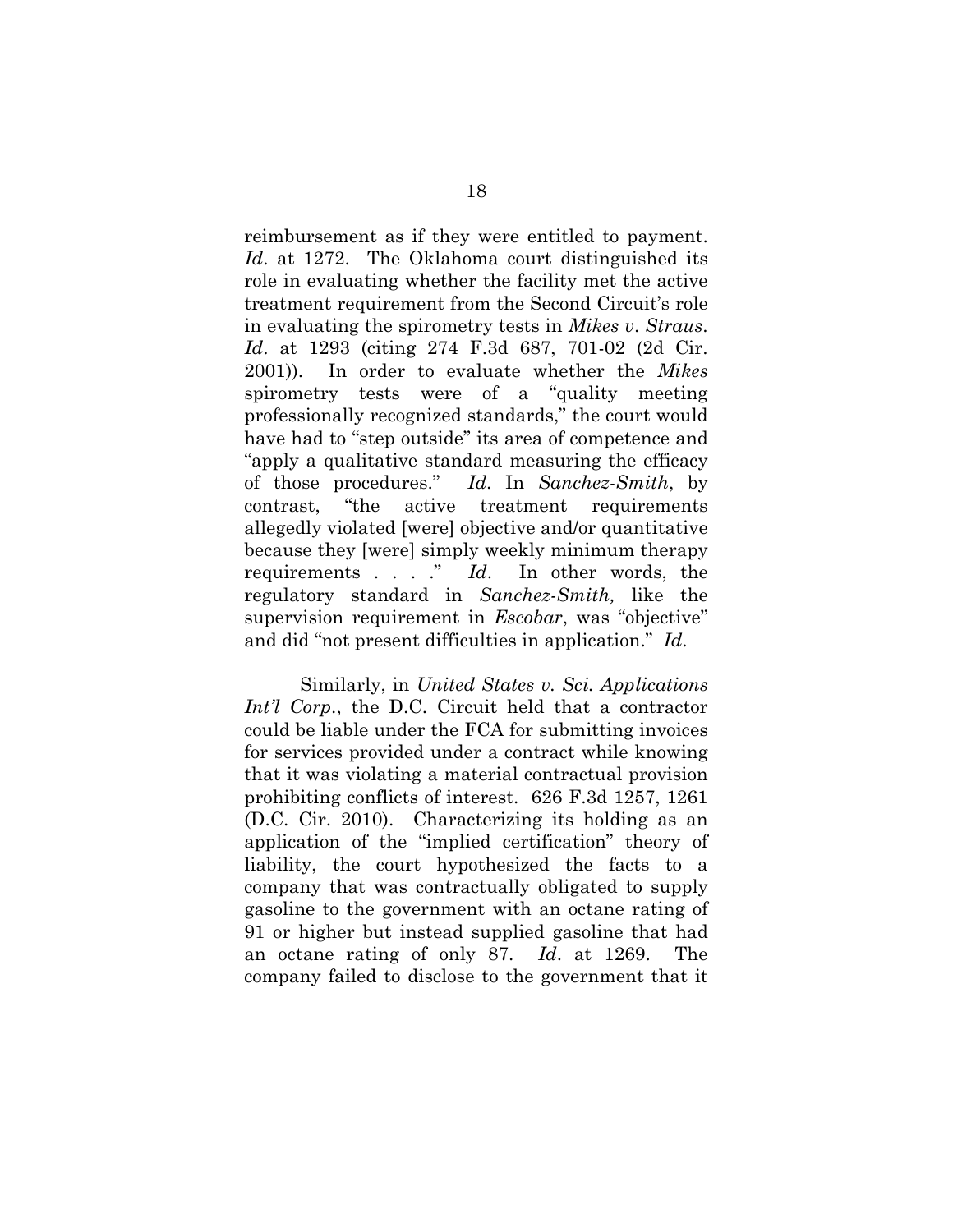reimbursement as if they were entitled to payment. *Id*. at 1272. The Oklahoma court distinguished its role in evaluating whether the facility met the active treatment requirement from the Second Circuit's role in evaluating the spirometry tests in *Mikes v. Straus*. *Id*. at 1293 (citing 274 F.3d 687, 701-02 (2d Cir. 2001)). In order to evaluate whether the *Mikes* spirometry tests were of a "quality meeting professionally recognized standards," the court would have had to "step outside" its area of competence and "apply a qualitative standard measuring the efficacy of those procedures." *Id*. In *Sanchez-Smith*, by contrast, "the active treatment requirements allegedly violated [were] objective and/or quantitative because they [were] simply weekly minimum therapy requirements . . . ." *Id*. In other words, the regulatory standard in *Sanchez-Smith,* like the supervision requirement in *Escobar*, was "objective" and did "not present difficulties in application." *Id*.

Similarly, in *United States v. Sci. Applications Int'l Corp*., the D.C. Circuit held that a contractor could be liable under the FCA for submitting invoices for services provided under a contract while knowing that it was violating a material contractual provision prohibiting conflicts of interest. 626 F.3d 1257, 1261 (D.C. Cir. 2010). Characterizing its holding as an application of the "implied certification" theory of liability, the court hypothesized the facts to a company that was contractually obligated to supply gasoline to the government with an octane rating of 91 or higher but instead supplied gasoline that had an octane rating of only 87. *Id*. at 1269. The company failed to disclose to the government that it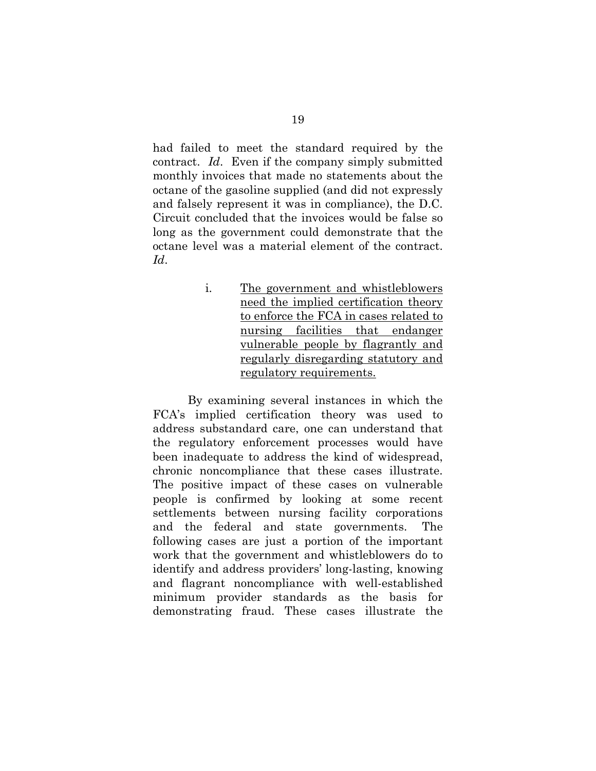had failed to meet the standard required by the contract. *Id*. Even if the company simply submitted monthly invoices that made no statements about the octane of the gasoline supplied (and did not expressly and falsely represent it was in compliance), the D.C. Circuit concluded that the invoices would be false so long as the government could demonstrate that the octane level was a material element of the contract. *Id*.

i. <u>The government and whistleblowers need the implied certification theory to enforce the FCA in cases related to nursing facilities that endanger vulnerable people by flagrantly and regularly disregarding statutory and regulatory requirements.</u>

By examining several instances in which the FCA's implied certification theory was used to address substandard care, one can understand that the regulatory enforcement processes would have been inadequate to address the kind of widespread, chronic noncompliance that these cases illustrate. The positive impact of these cases on vulnerable people is confirmed by looking at some recent settlements between nursing facility corporations and the federal and state governments. The following cases are just a portion of the important work that the government and whistleblowers do to identify and address providers' long-lasting, knowing and flagrant noncompliance with well-established minimum provider standards as the basis for demonstrating fraud. These cases illustrate the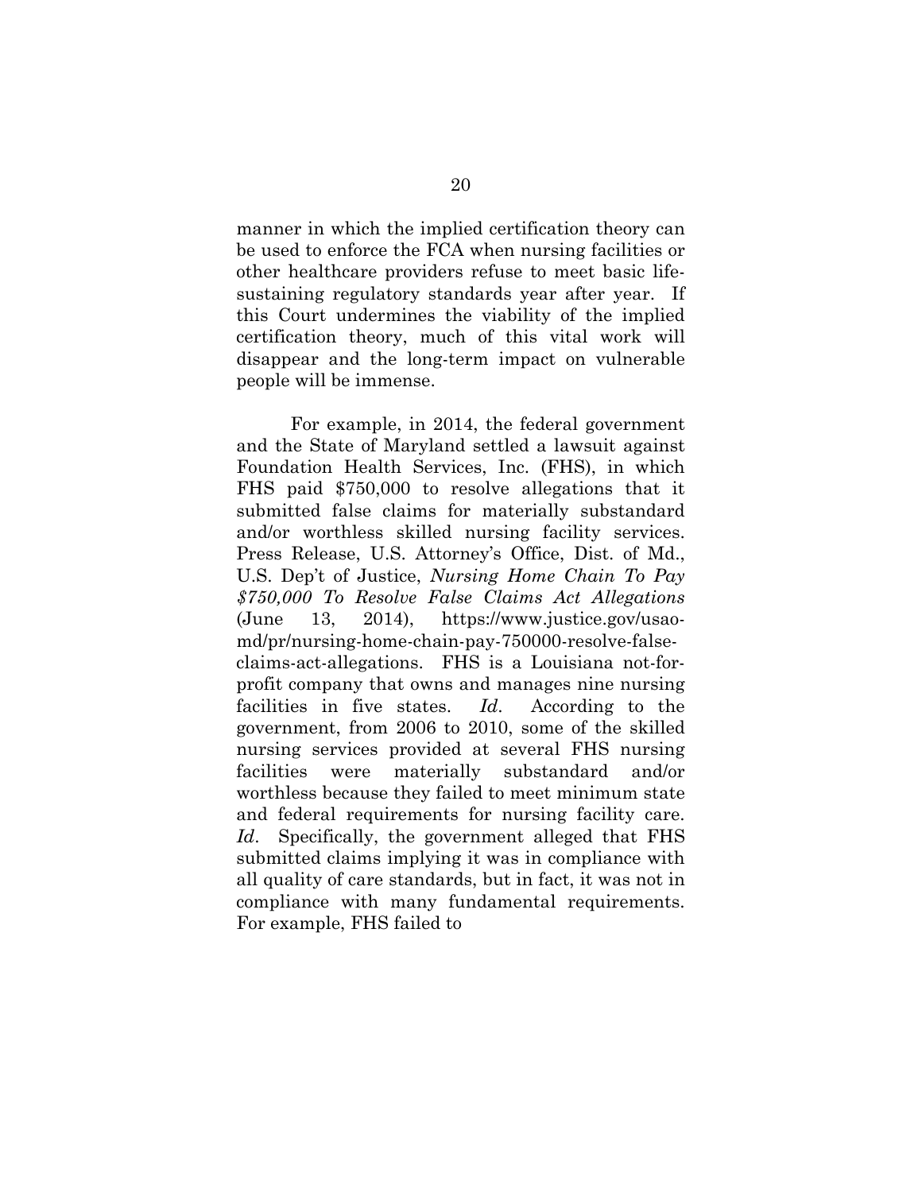manner in which the implied certification theory can be used to enforce the FCA when nursing facilities or other healthcare providers refuse to meet basic life-sustaining regulatory standards year after year. If this Court undermines the viability of the implied certification theory, much of this vital work will disappear and the long-term impact on vulnerable people will be immense.

For example, in 2014, the federal government and the State of Maryland settled a lawsuit against Foundation Health Services, Inc. (FHS), in which FHS paid $750,000 to resolve allegations that it submitted false claims for materially substandard and/or worthless skilled nursing facility services. Press Release, U.S. Attorney's Office, Dist. of Md., U.S. Dep't of Justice, *Nursing Home Chain To Pay $750,000 To Resolve False Claims Act Allegations* (June 13, 2014), https://www.justice.gov/usao-md/pr/nursing-home-chain-pay-750000-resolve-false-claims-act-allegations. FHS is a Louisiana not-for-profit company that owns and manages nine nursing facilities in five states. *Id.* According to the government, from 2006 to 2010, some of the skilled nursing services provided at several FHS nursing facilities were materially substandard and/or worthless because they failed to meet minimum state and federal requirements for nursing facility care. *Id*. Specifically, the government alleged that FHS submitted claims implying it was in compliance with all quality of care standards, but in fact, it was not in compliance with many fundamental requirements. For example, FHS failed to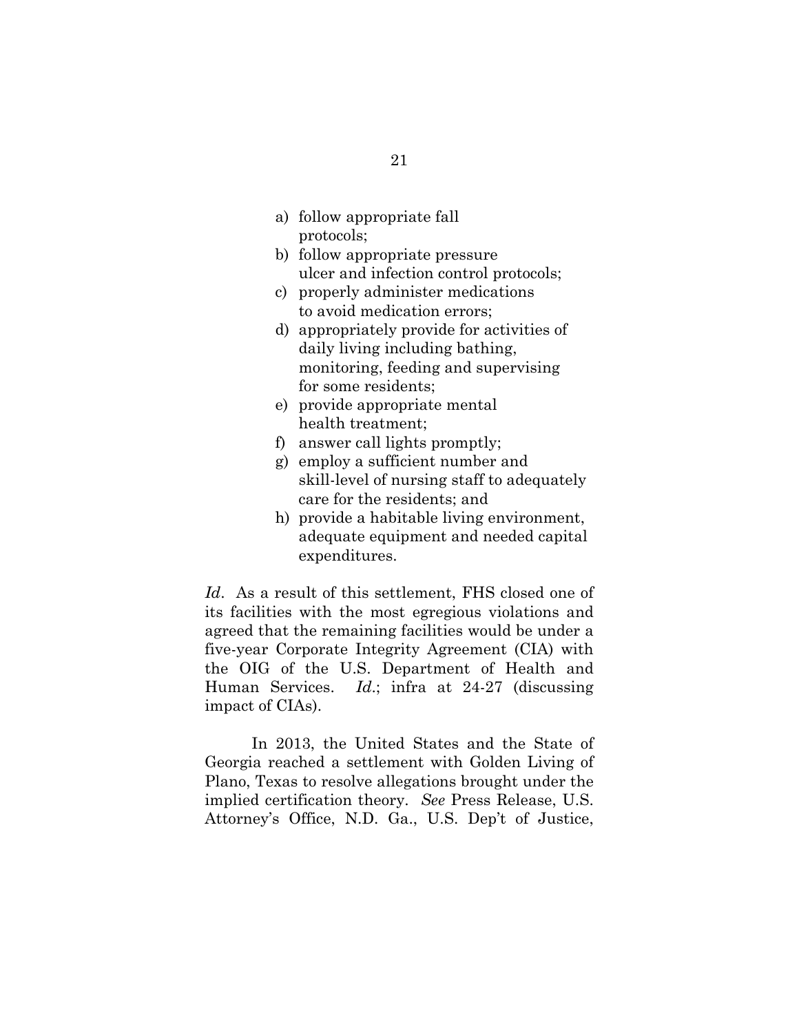a) follow appropriate fall protocols;
b) follow appropriate pressure ulcer and infection control protocols;
c) properly administer medications to avoid medication errors;
d) appropriately provide for activities of daily living including bathing, monitoring, feeding and supervising for some residents;
e) provide appropriate mental health treatment;
f) answer call lights promptly;
g) employ a sufficient number and skill-level of nursing staff to adequately care for the residents; and
h) provide a habitable living environment, adequate equipment and needed capital expenditures.

*Id*. As a result of this settlement, FHS closed one of its facilities with the most egregious violations and agreed that the remaining facilities would be under a five-year Corporate Integrity Agreement (CIA) with the OIG of the U.S. Department of Health and Human Services. *Id*.; infra at 24-27 (discussing impact of CIAs).

In 2013, the United States and the State of Georgia reached a settlement with Golden Living of Plano, Texas to resolve allegations brought under the implied certification theory. *See* Press Release, U.S. Attorney's Office, N.D. Ga., U.S. Dep't of Justice,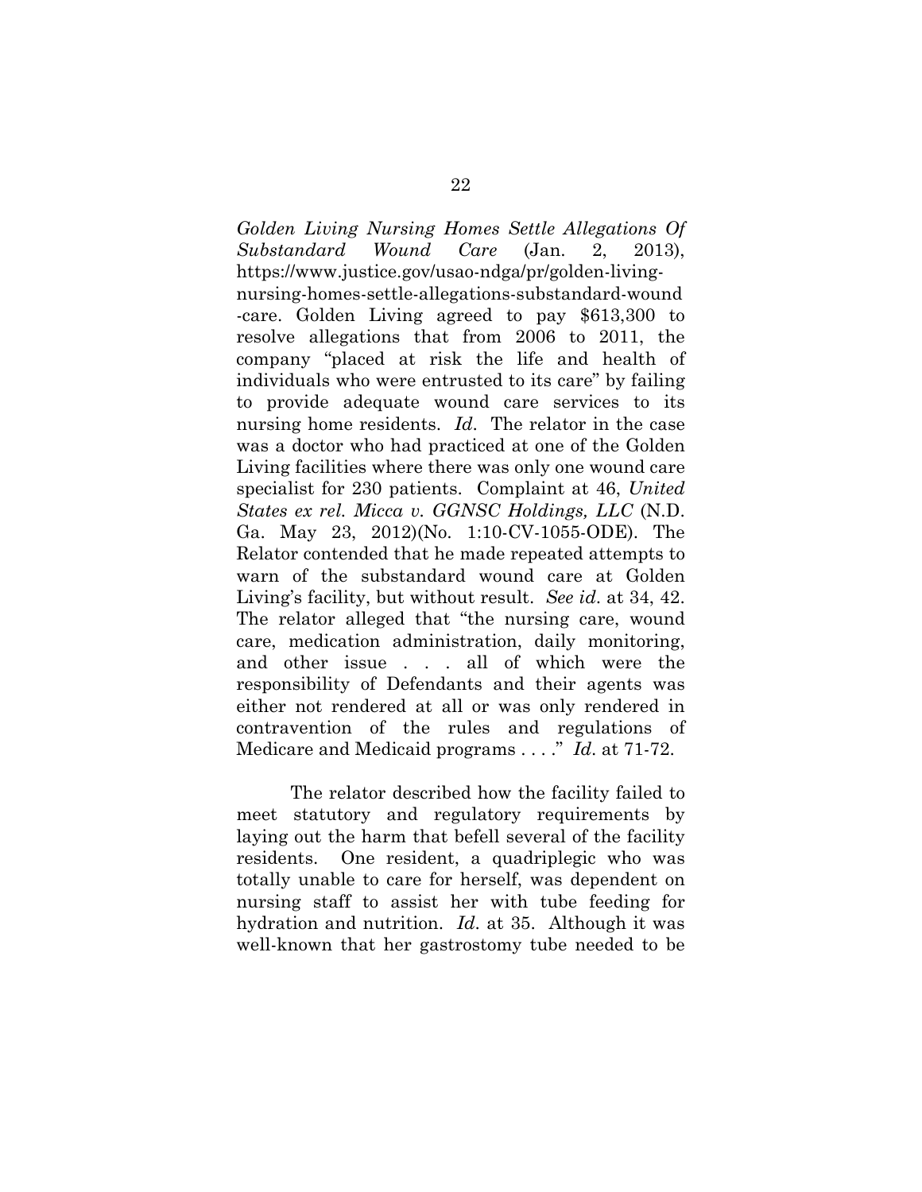*Golden Living Nursing Homes Settle Allegations Of Substandard Wound Care* (Jan. 2, 2013), https://www.justice.gov/usao-ndga/pr/golden-living-nursing-homes-settle-allegations-substandard-wound-care. Golden Living agreed to pay $613,300 to resolve allegations that from 2006 to 2011, the company "placed at risk the life and health of individuals who were entrusted to its care" by failing to provide adequate wound care services to its nursing home residents. *Id*. The relator in the case was a doctor who had practiced at one of the Golden Living facilities where there was only one wound care specialist for 230 patients. Complaint at 46, *United States ex rel. Micca v. GGNSC Holdings, LLC* (N.D. Ga. May 23, 2012)(No. 1:10-CV-1055-ODE). The Relator contended that he made repeated attempts to warn of the substandard wound care at Golden Living's facility, but without result. *See id*. at 34, 42. The relator alleged that "the nursing care, wound care, medication administration, daily monitoring, and other issue . . . all of which were the responsibility of Defendants and their agents was either not rendered at all or was only rendered in contravention of the rules and regulations of Medicare and Medicaid programs . . . ." *Id*. at 71-72.

The relator described how the facility failed to meet statutory and regulatory requirements by laying out the harm that befell several of the facility residents. One resident, a quadriplegic who was totally unable to care for herself, was dependent on nursing staff to assist her with tube feeding for hydration and nutrition. *Id*. at 35. Although it was well-known that her gastrostomy tube needed to be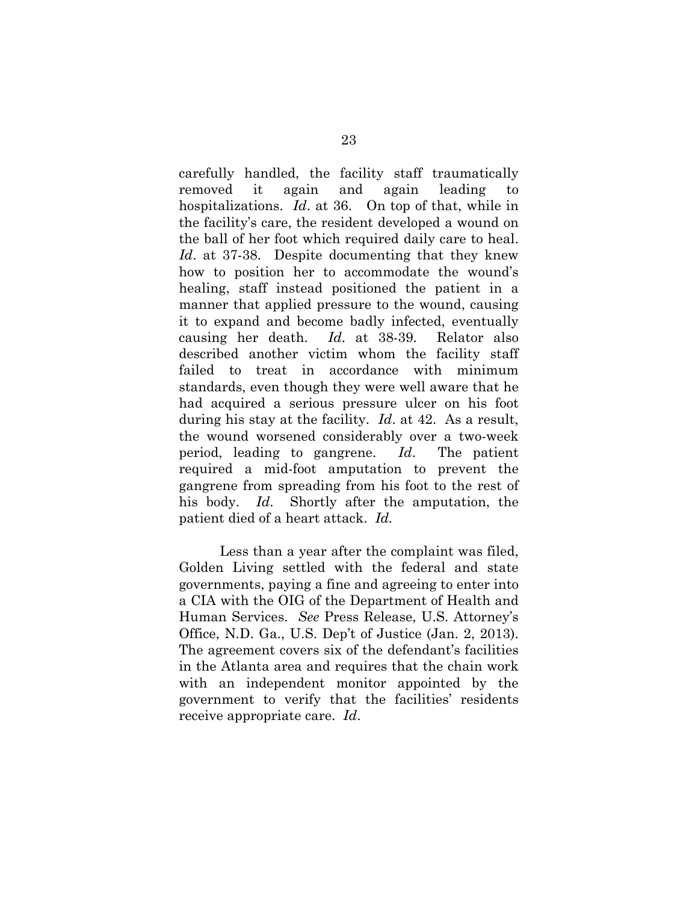carefully handled, the facility staff traumatically removed it again and again leading to hospitalizations. *Id*. at 36. On top of that, while in the facility's care, the resident developed a wound on the ball of her foot which required daily care to heal. *Id*. at 37-38. Despite documenting that they knew how to position her to accommodate the wound's healing, staff instead positioned the patient in a manner that applied pressure to the wound, causing it to expand and become badly infected, eventually causing her death. *Id*. at 38-39. Relator also described another victim whom the facility staff failed to treat in accordance with minimum standards, even though they were well aware that he had acquired a serious pressure ulcer on his foot during his stay at the facility. *Id*. at 42. As a result, the wound worsened considerably over a two-week period, leading to gangrene. *Id*. The patient required a mid-foot amputation to prevent the gangrene from spreading from his foot to the rest of his body. *Id*. Shortly after the amputation, the patient died of a heart attack. *Id.*

Less than a year after the complaint was filed, Golden Living settled with the federal and state governments, paying a fine and agreeing to enter into a CIA with the OIG of the Department of Health and Human Services. *See* Press Release, U.S. Attorney's Office, N.D. Ga., U.S. Dep't of Justice (Jan. 2, 2013). The agreement covers six of the defendant's facilities in the Atlanta area and requires that the chain work with an independent monitor appointed by the government to verify that the facilities' residents receive appropriate care. *Id*.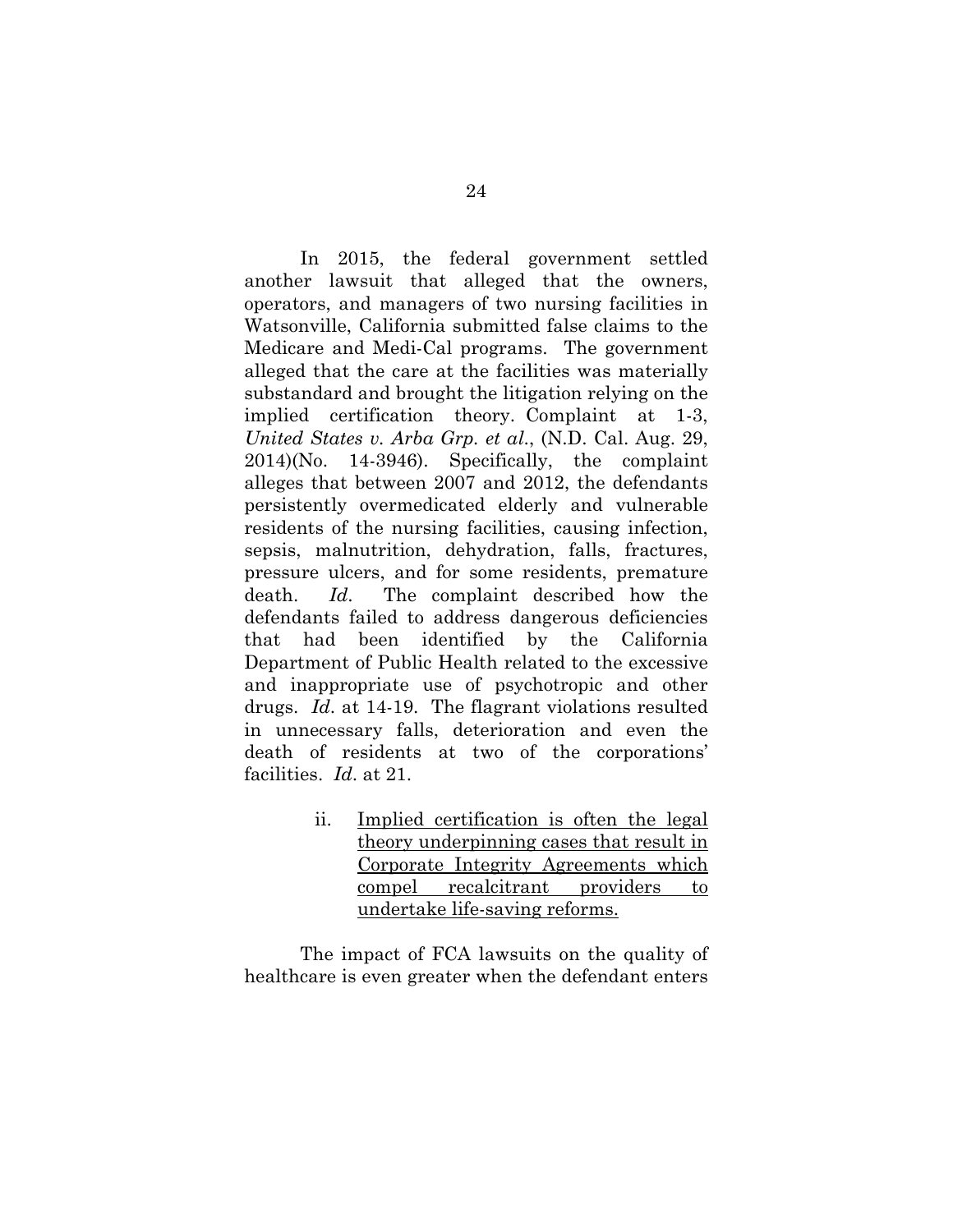In 2015, the federal government settled another lawsuit that alleged that the owners, operators, and managers of two nursing facilities in Watsonville, California submitted false claims to the Medicare and Medi-Cal programs. The government alleged that the care at the facilities was materially substandard and brought the litigation relying on the implied certification theory. Complaint at 1-3, *United States v. Arba Grp. et al.*, (N.D. Cal. Aug. 29, 2014)(No. 14-3946). Specifically, the complaint alleges that between 2007 and 2012, the defendants persistently overmedicated elderly and vulnerable residents of the nursing facilities, causing infection, sepsis, malnutrition, dehydration, falls, fractures, pressure ulcers, and for some residents, premature death. *Id.* The complaint described how the defendants failed to address dangerous deficiencies that had been identified by the California Department of Public Health related to the excessive and inappropriate use of psychotropic and other drugs. *Id.* at 14-19. The flagrant violations resulted in unnecessary falls, deterioration and even the death of residents at two of the corporations' facilities. *Id.* at 21.

ii. <u>Implied certification is often the legal theory underpinning cases that result in Corporate Integrity Agreements which compel recalcitrant providers to undertake life-saving reforms.</u>

The impact of FCA lawsuits on the quality of healthcare is even greater when the defendant enters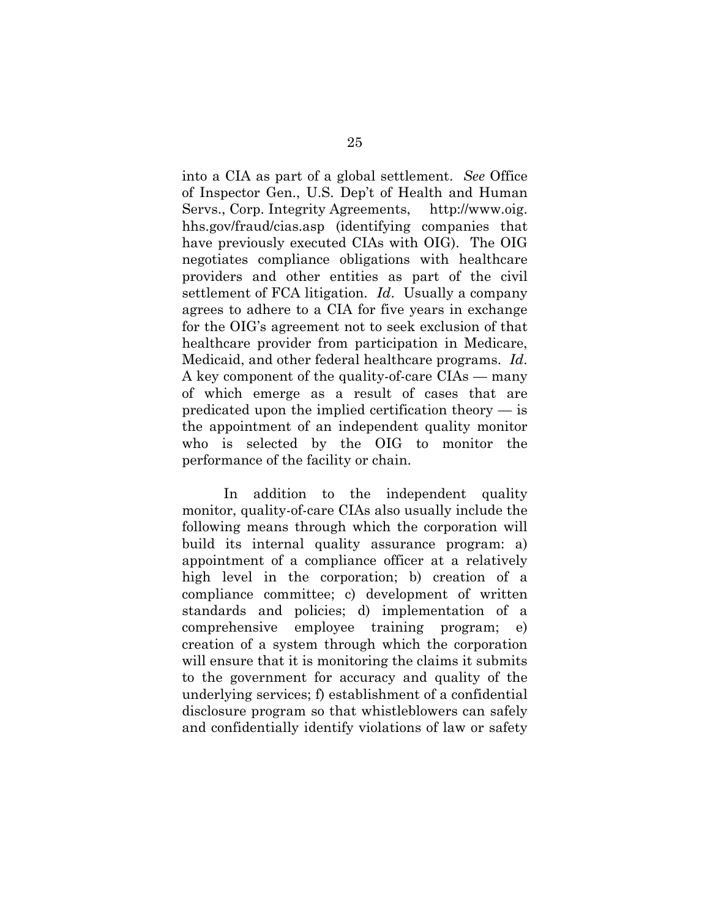into a CIA as part of a global settlement. *See* Office of Inspector Gen., U.S. Dep't of Health and Human Servs., Corp. Integrity Agreements, http://www.oig.hhs.gov/fraud/cias.asp (identifying companies that have previously executed CIAs with OIG). The OIG negotiates compliance obligations with healthcare providers and other entities as part of the civil settlement of FCA litigation. *Id*. Usually a company agrees to adhere to a CIA for five years in exchange for the OIG's agreement not to seek exclusion of that healthcare provider from participation in Medicare, Medicaid, and other federal healthcare programs. *Id*. A key component of the quality-of-care CIAs — many of which emerge as a result of cases that are predicated upon the implied certification theory — is the appointment of an independent quality monitor who is selected by the OIG to monitor the performance of the facility or chain.

In addition to the independent quality monitor, quality-of-care CIAs also usually include the following means through which the corporation will build its internal quality assurance program: a) appointment of a compliance officer at a relatively high level in the corporation; b) creation of a compliance committee; c) development of written standards and policies; d) implementation of a comprehensive employee training program; e) creation of a system through which the corporation will ensure that it is monitoring the claims it submits to the government for accuracy and quality of the underlying services; f) establishment of a confidential disclosure program so that whistleblowers can safely and confidentially identify violations of law or safety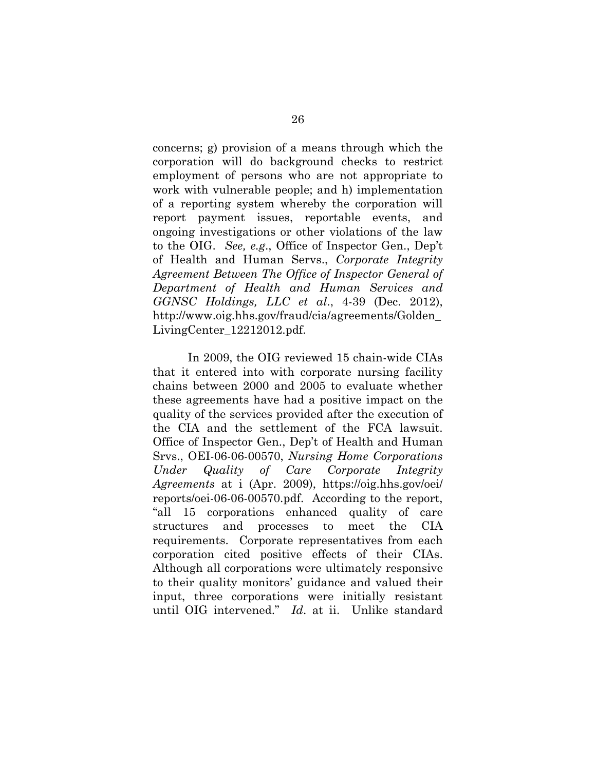concerns; g) provision of a means through which the corporation will do background checks to restrict employment of persons who are not appropriate to work with vulnerable people; and h) implementation of a reporting system whereby the corporation will report payment issues, reportable events, and ongoing investigations or other violations of the law to the OIG. *See, e.g*., Office of Inspector Gen., Dep't of Health and Human Servs., *Corporate Integrity Agreement Between The Office of Inspector General of Department of Health and Human Services and GGNSC Holdings, LLC et al*., 4-39 (Dec. 2012), http://www.oig.hhs.gov/fraud/cia/agreements/Golden_LivingCenter_12212012.pdf.

In 2009, the OIG reviewed 15 chain-wide CIAs that it entered into with corporate nursing facility chains between 2000 and 2005 to evaluate whether these agreements have had a positive impact on the quality of the services provided after the execution of the CIA and the settlement of the FCA lawsuit. Office of Inspector Gen., Dep't of Health and Human Srvs., OEI-06-06-00570, *Nursing Home Corporations Under Quality of Care Corporate Integrity Agreements* at i (Apr. 2009), https://oig.hhs.gov/oei/reports/oei-06-06-00570.pdf. According to the report, "all 15 corporations enhanced quality of care structures and processes to meet the CIA requirements. Corporate representatives from each corporation cited positive effects of their CIAs. Although all corporations were ultimately responsive to their quality monitors' guidance and valued their input, three corporations were initially resistant until OIG intervened." *Id*. at ii. Unlike standard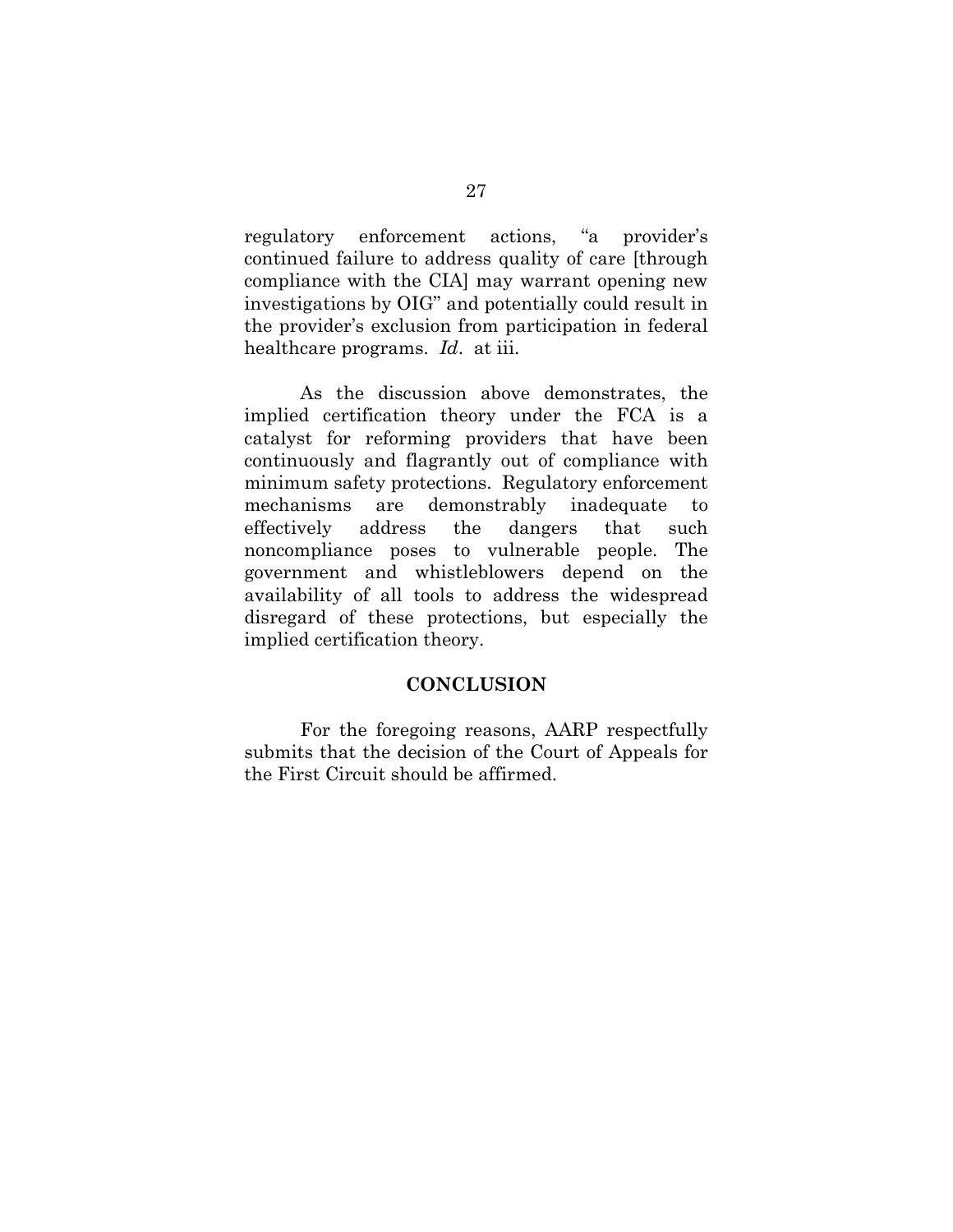regulatory enforcement actions, "a provider's continued failure to address quality of care [through compliance with the CIA] may warrant opening new investigations by OIG" and potentially could result in the provider's exclusion from participation in federal healthcare programs. *Id*. at iii.

As the discussion above demonstrates, the implied certification theory under the FCA is a catalyst for reforming providers that have been continuously and flagrantly out of compliance with minimum safety protections. Regulatory enforcement mechanisms are demonstrably inadequate to effectively address the dangers that such noncompliance poses to vulnerable people. The government and whistleblowers depend on the availability of all tools to address the widespread disregard of these protections, but especially the implied certification theory.

## CONCLUSION

For the foregoing reasons, AARP respectfully submits that the decision of the Court of Appeals for the First Circuit should be affirmed.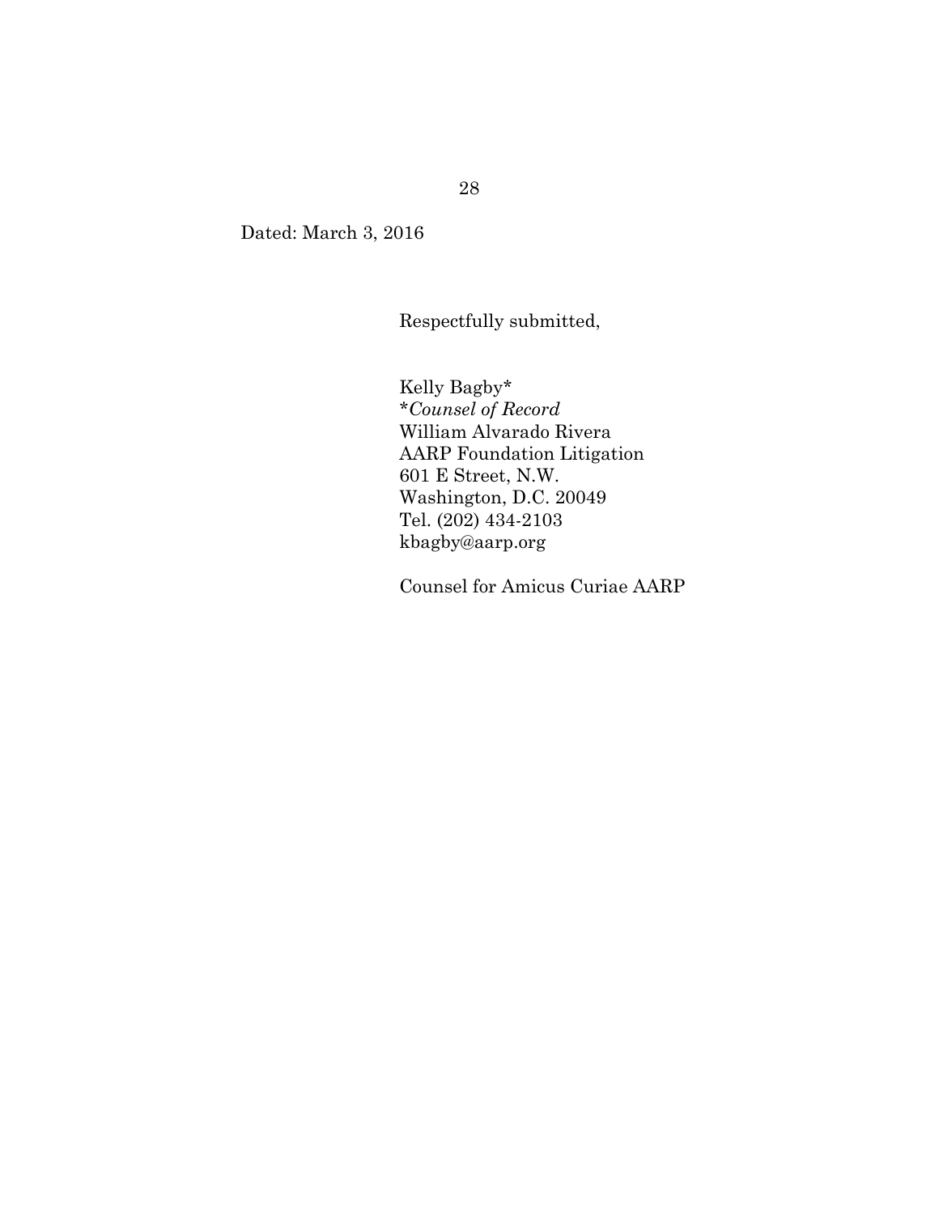Dated: March 3, 2016

Respectfully submitted,

Kelly Bagby*  
**Counsel of Record*  
William Alvarado Rivera  
AARP Foundation Litigation  
601 E Street, N.W.  
Washington, D.C. 20049  
Tel. (202) 434-2103  
kbagby@aarp.org

Counsel for Amicus Curiae AARP